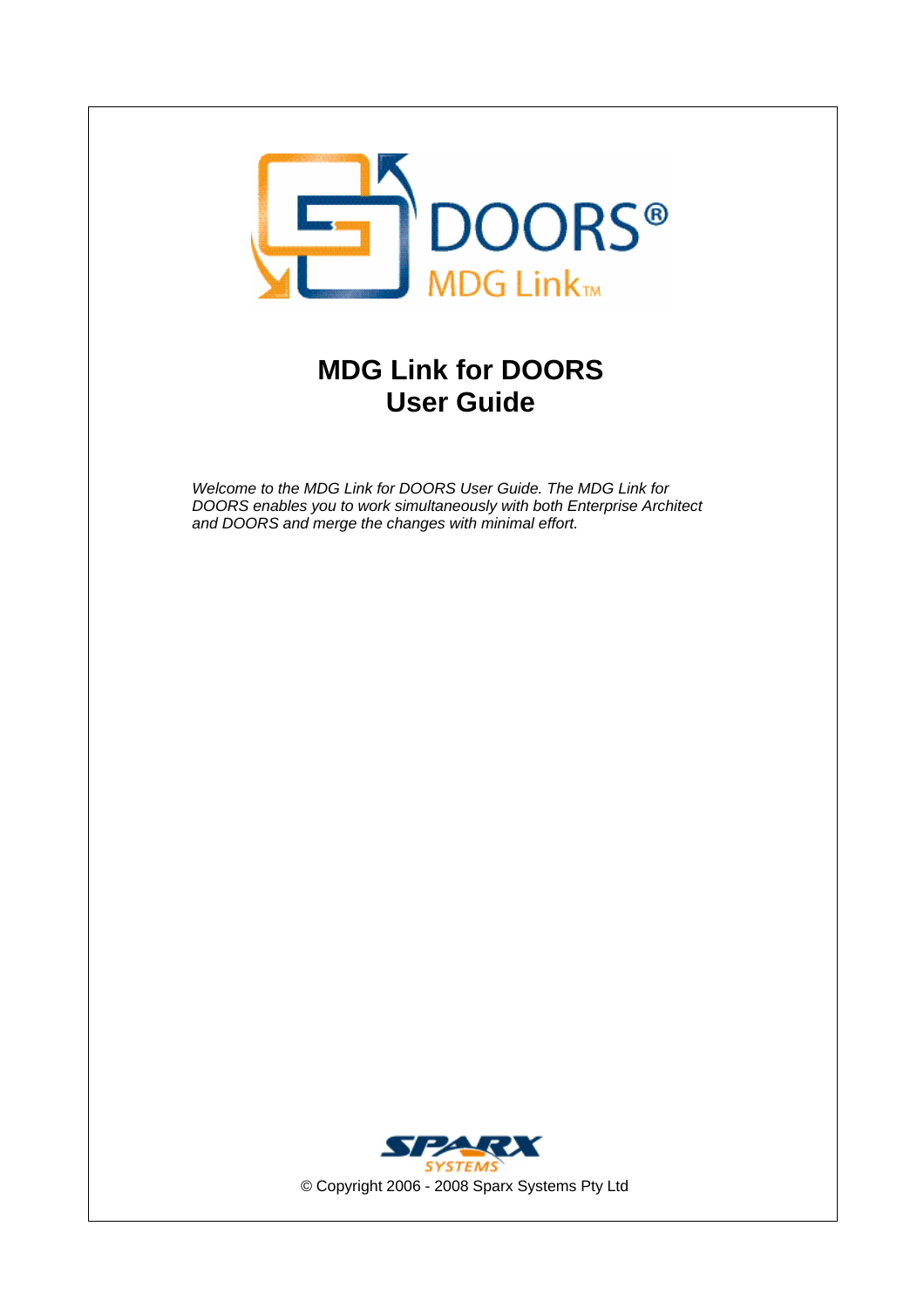# MDG Link for DOORS User Guide

*Welcome to the MDG Link for DOORS User Guide. The MDG Link for DOORS enables you to work simultaneously with both Enterprise Architect and DOORS and merge the changes with minimal effort.*

© Copyright 2006 - 2008 Sparx Systems Pty Ltd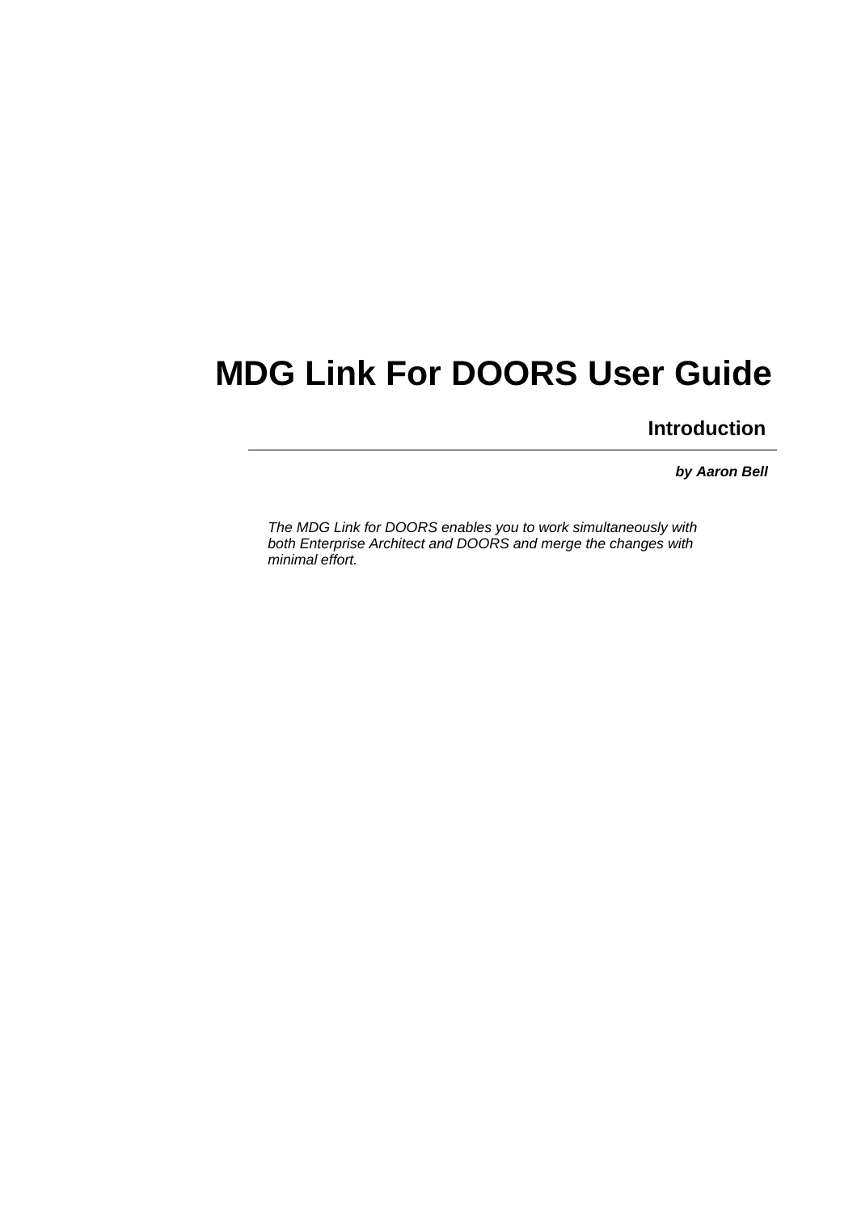# MDG Link For DOORS User Guide

## Introduction

***by Aaron Bell***

*The MDG Link for DOORS enables you to work simultaneously with both Enterprise Architect and DOORS and merge the changes with minimal effort.*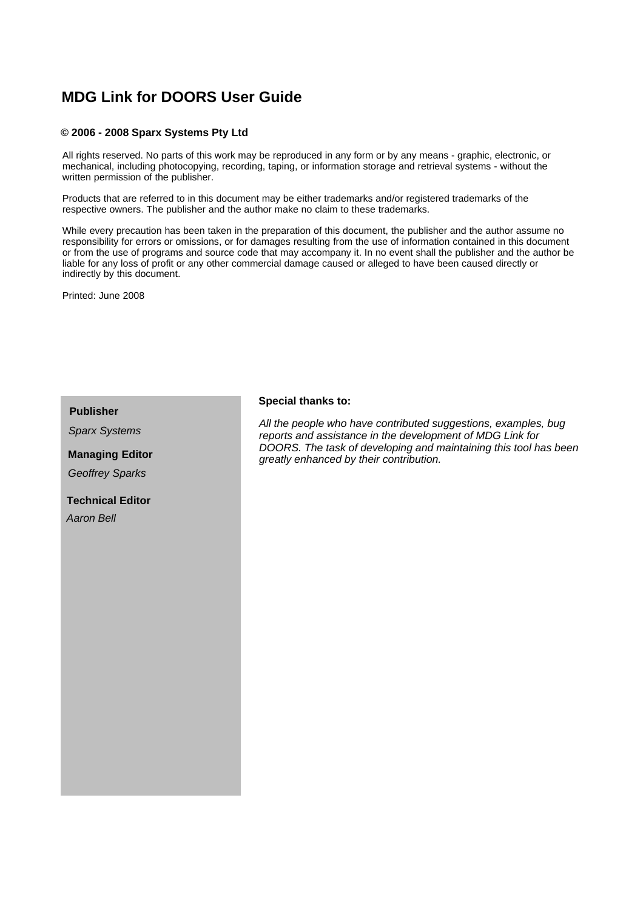# MDG Link for DOORS User Guide

**© 2006 - 2008 Sparx Systems Pty Ltd**

All rights reserved. No parts of this work may be reproduced in any form or by any means - graphic, electronic, or mechanical, including photocopying, recording, taping, or information storage and retrieval systems - without the written permission of the publisher.

Products that are referred to in this document may be either trademarks and/or registered trademarks of the respective owners. The publisher and the author make no claim to these trademarks.

While every precaution has been taken in the preparation of this document, the publisher and the author assume no responsibility for errors or omissions, or for damages resulting from the use of information contained in this document or from the use of programs and source code that may accompany it. In no event shall the publisher and the author be liable for any loss of profit or any other commercial damage caused or alleged to have been caused directly or indirectly by this document.

Printed: June 2008

**Publisher**

*Sparx Systems*

**Managing Editor**

*Geoffrey Sparks*

**Technical Editor**

*Aaron Bell*

**Special thanks to:**

*All the people who have contributed suggestions, examples, bug reports and assistance in the development of MDG Link for DOORS. The task of developing and maintaining this tool has been greatly enhanced by their contribution.*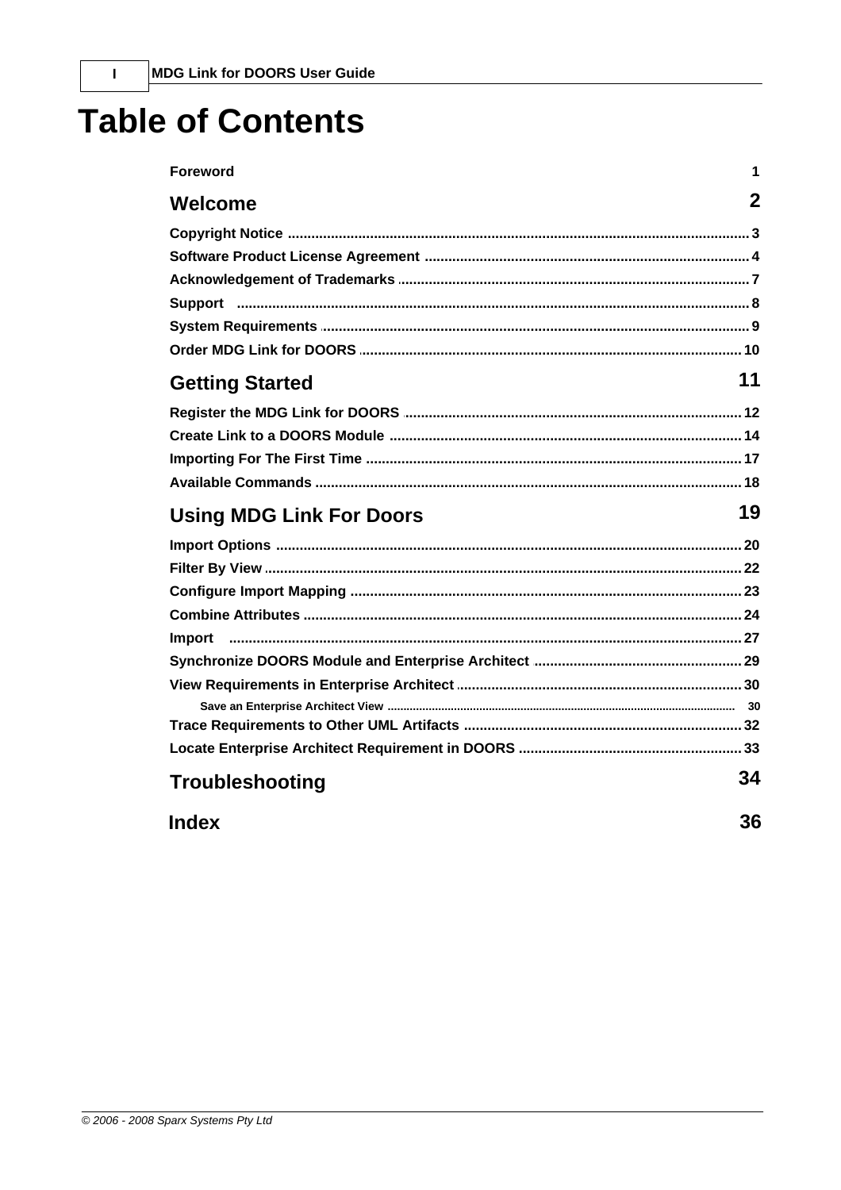# Table of Contents

**Foreword** 1

## Welcome 2

**Copyright Notice** ... 3
**Software Product License Agreement** ... 4
**Acknowledgement of Trademarks** ... 7
**Support** ... 8
**System Requirements** ... 9
**Order MDG Link for DOORS** ... 10

## Getting Started 11

**Register the MDG Link for DOORS** ... 12
**Create Link to a DOORS Module** ... 14
**Importing For The First Time** ... 17
**Available Commands** ... 18

## Using MDG Link For Doors 19

**Import Options** ... 20
**Filter By View** ... 22
**Configure Import Mapping** ... 23
**Combine Attributes** ... 24
**Import** ... 27
**Synchronize DOORS Module and Enterprise Architect** ... 29
**View Requirements in Enterprise Architect** ... 30
- Save an Enterprise Architect View ... 30

**Trace Requirements to Other UML Artifacts** ... 32
**Locate Enterprise Architect Requirement in DOORS** ... 33

## Troubleshooting 34

## Index 36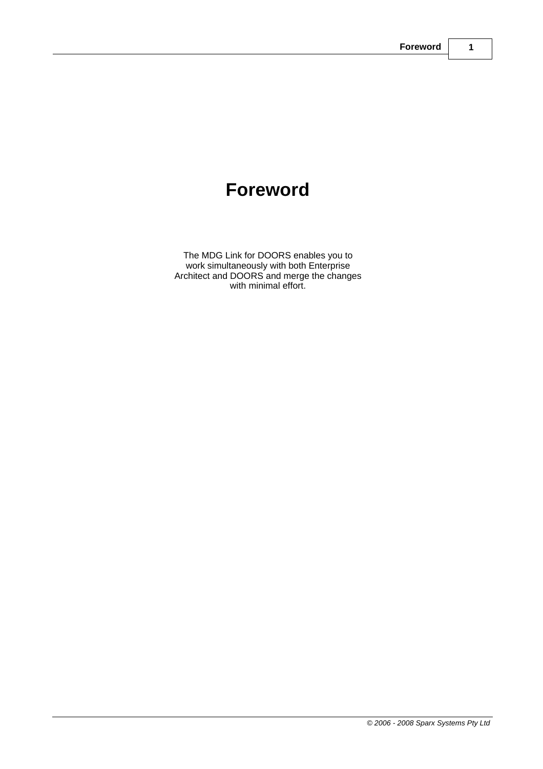# Foreword

The MDG Link for DOORS enables you to work simultaneously with both Enterprise Architect and DOORS and merge the changes with minimal effort.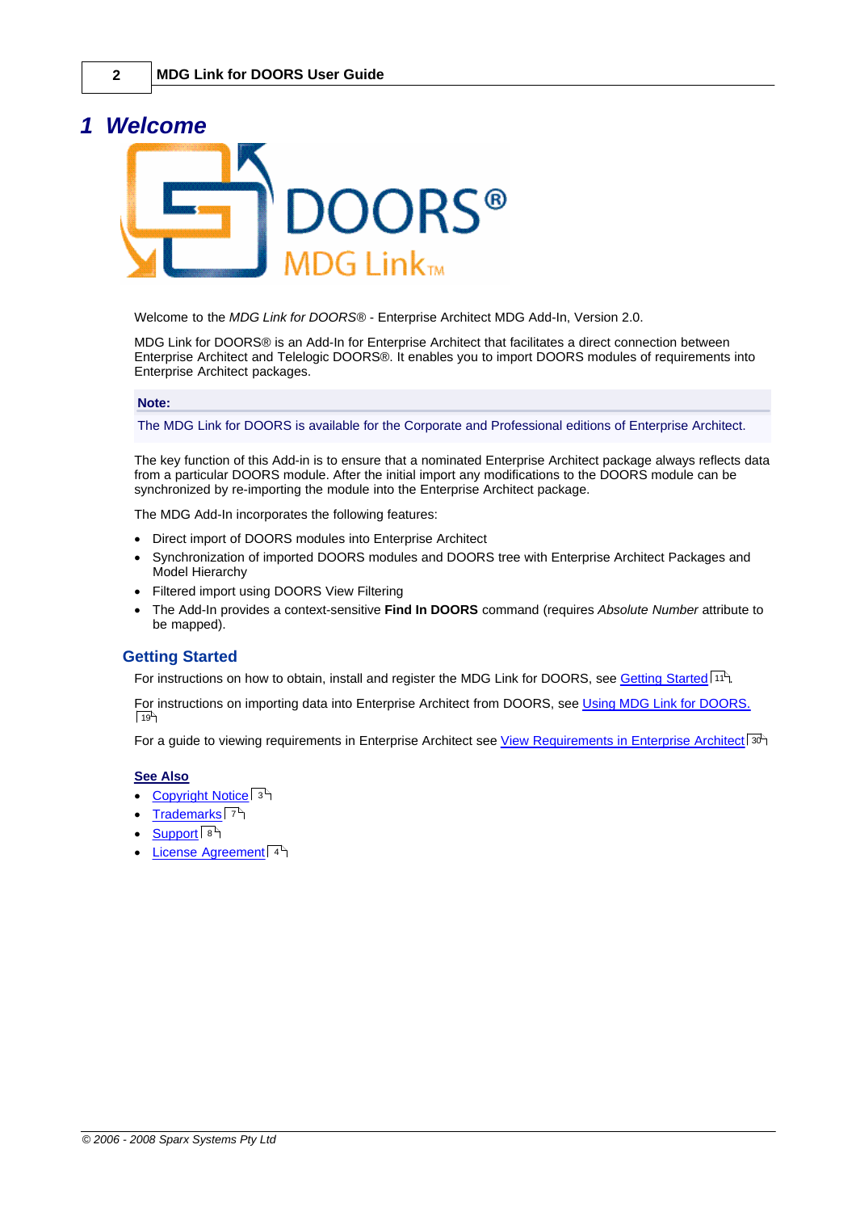# 1 Welcome

Welcome to the *MDG Link for DOORS®* - Enterprise Architect MDG Add-In, Version 2.0.

MDG Link for DOORS® is an Add-In for Enterprise Architect that facilitates a direct connection between Enterprise Architect and Telelogic DOORS®. It enables you to import DOORS modules of requirements into Enterprise Architect packages.

**Note:**

The MDG Link for DOORS is available for the Corporate and Professional editions of Enterprise Architect.

The key function of this Add-in is to ensure that a nominated Enterprise Architect package always reflects data from a particular DOORS module. After the initial import any modifications to the DOORS module can be synchronized by re-importing the module into the Enterprise Architect package.

The MDG Add-In incorporates the following features:

- Direct import of DOORS modules into Enterprise Architect
- Synchronization of imported DOORS modules and DOORS tree with Enterprise Architect Packages and Model Hierarchy
- Filtered import using DOORS View Filtering
- The Add-In provides a context-sensitive **Find In DOORS** command (requires *Absolute Number* attribute to be mapped).

## Getting Started

For instructions on how to obtain, install and register the MDG Link for DOORS, see Getting Started 11.

For instructions on importing data into Enterprise Architect from DOORS, see Using MDG Link for DOORS. 19

For a guide to viewing requirements in Enterprise Architect see View Requirements in Enterprise Architect 30

**See Also**

- Copyright Notice 3
- Trademarks 7
- Support 8
- License Agreement 4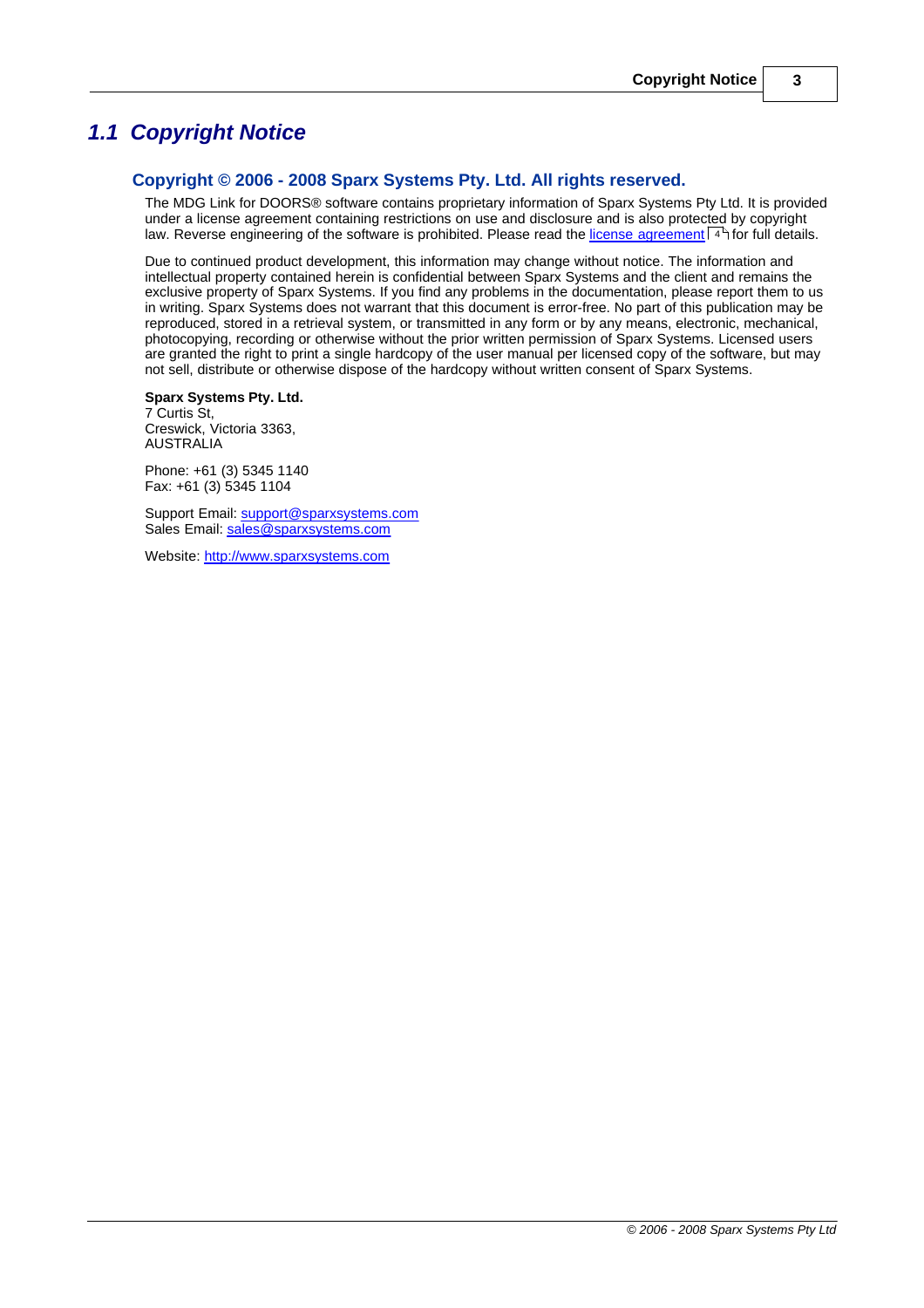## *1.1 Copyright Notice*

### Copyright © 2006 - 2008 Sparx Systems Pty. Ltd. All rights reserved.

The MDG Link for DOORS® software contains proprietary information of Sparx Systems Pty Ltd. It is provided under a license agreement containing restrictions on use and disclosure and is also protected by copyright law. Reverse engineering of the software is prohibited. Please read the license agreement 4 for full details.

Due to continued product development, this information may change without notice. The information and intellectual property contained herein is confidential between Sparx Systems and the client and remains the exclusive property of Sparx Systems. If you find any problems in the documentation, please report them to us in writing. Sparx Systems does not warrant that this document is error-free. No part of this publication may be reproduced, stored in a retrieval system, or transmitted in any form or by any means, electronic, mechanical, photocopying, recording or otherwise without the prior written permission of Sparx Systems. Licensed users are granted the right to print a single hardcopy of the user manual per licensed copy of the software, but may not sell, distribute or otherwise dispose of the hardcopy without written consent of Sparx Systems.

**Sparx Systems Pty. Ltd.**
7 Curtis St,
Creswick, Victoria 3363,
AUSTRALIA

Phone: +61 (3) 5345 1140
Fax: +61 (3) 5345 1104

Support Email: support@sparxsystems.com
Sales Email: sales@sparxsystems.com

Website: http://www.sparxsystems.com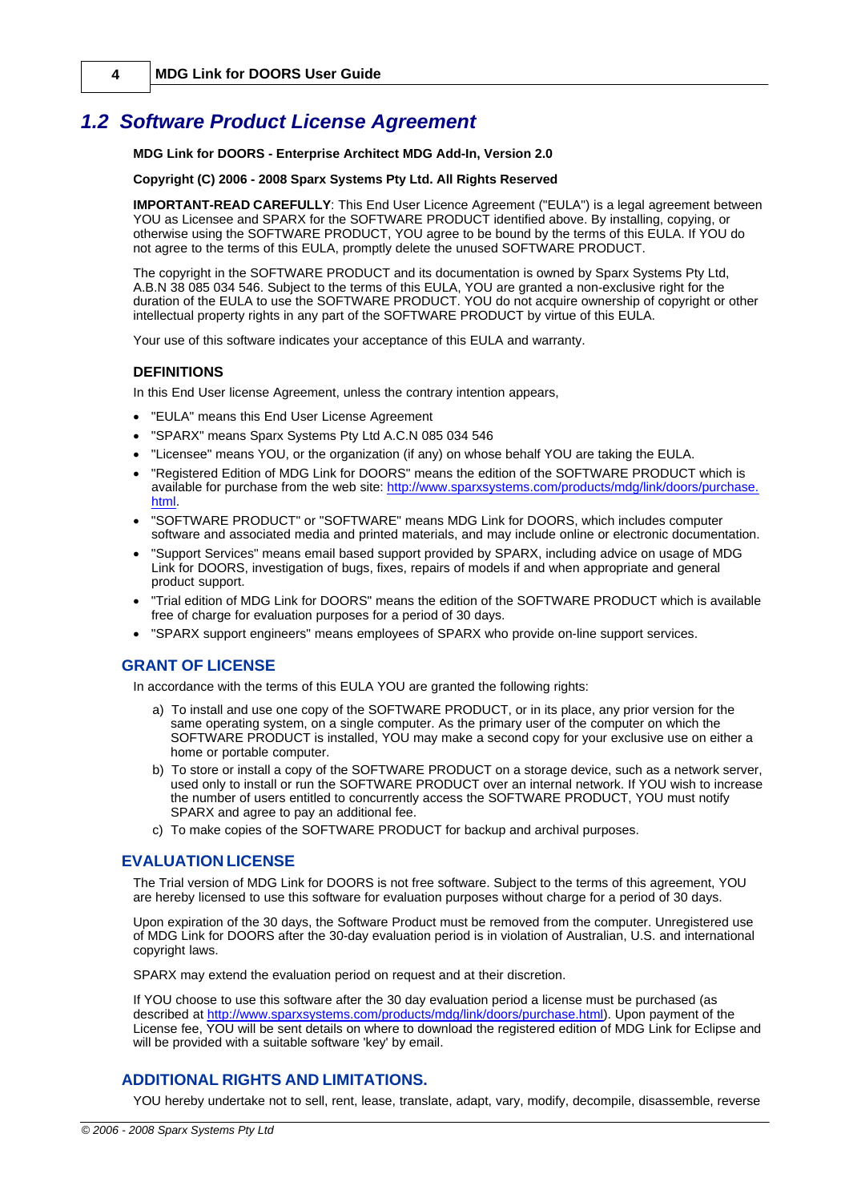## 1.2 Software Product License Agreement

**MDG Link for DOORS - Enterprise Architect MDG Add-In, Version 2.0**

**Copyright (C) 2006 - 2008 Sparx Systems Pty Ltd. All Rights Reserved**

**IMPORTANT-READ CAREFULLY**: This End User Licence Agreement ("EULA") is a legal agreement between YOU as Licensee and SPARX for the SOFTWARE PRODUCT identified above. By installing, copying, or otherwise using the SOFTWARE PRODUCT, YOU agree to be bound by the terms of this EULA. If YOU do not agree to the terms of this EULA, promptly delete the unused SOFTWARE PRODUCT.

The copyright in the SOFTWARE PRODUCT and its documentation is owned by Sparx Systems Pty Ltd, A.B.N 38 085 034 546. Subject to the terms of this EULA, YOU are granted a non-exclusive right for the duration of the EULA to use the SOFTWARE PRODUCT. YOU do not acquire ownership of copyright or other intellectual property rights in any part of the SOFTWARE PRODUCT by virtue of this EULA.

Your use of this software indicates your acceptance of this EULA and warranty.

**DEFINITIONS**

In this End User license Agreement, unless the contrary intention appears,

- "EULA" means this End User License Agreement
- "SPARX" means Sparx Systems Pty Ltd A.C.N 085 034 546
- "Licensee" means YOU, or the organization (if any) on whose behalf YOU are taking the EULA.
- "Registered Edition of MDG Link for DOORS" means the edition of the SOFTWARE PRODUCT which is available for purchase from the web site: http://www.sparxsystems.com/products/mdg/link/doors/purchase.html.
- "SOFTWARE PRODUCT" or "SOFTWARE" means MDG Link for DOORS, which includes computer software and associated media and printed materials, and may include online or electronic documentation.
- "Support Services" means email based support provided by SPARX, including advice on usage of MDG Link for DOORS, investigation of bugs, fixes, repairs of models if and when appropriate and general product support.
- "Trial edition of MDG Link for DOORS" means the edition of the SOFTWARE PRODUCT which is available free of charge for evaluation purposes for a period of 30 days.
- "SPARX support engineers" means employees of SPARX who provide on-line support services.

### GRANT OF LICENSE

In accordance with the terms of this EULA YOU are granted the following rights:

a) To install and use one copy of the SOFTWARE PRODUCT, or in its place, any prior version for the same operating system, on a single computer. As the primary user of the computer on which the SOFTWARE PRODUCT is installed, YOU may make a second copy for your exclusive use on either a home or portable computer.

b) To store or install a copy of the SOFTWARE PRODUCT on a storage device, such as a network server, used only to install or run the SOFTWARE PRODUCT over an internal network. If YOU wish to increase the number of users entitled to concurrently access the SOFTWARE PRODUCT, YOU must notify SPARX and agree to pay an additional fee.

c) To make copies of the SOFTWARE PRODUCT for backup and archival purposes.

### EVALUATION LICENSE

The Trial version of MDG Link for DOORS is not free software. Subject to the terms of this agreement, YOU are hereby licensed to use this software for evaluation purposes without charge for a period of 30 days.

Upon expiration of the 30 days, the Software Product must be removed from the computer. Unregistered use of MDG Link for DOORS after the 30-day evaluation period is in violation of Australian, U.S. and international copyright laws.

SPARX may extend the evaluation period on request and at their discretion.

If YOU choose to use this software after the 30 day evaluation period a license must be purchased (as described at http://www.sparxsystems.com/products/mdg/link/doors/purchase.html). Upon payment of the License fee, YOU will be sent details on where to download the registered edition of MDG Link for Eclipse and will be provided with a suitable software 'key' by email.

### ADDITIONAL RIGHTS AND LIMITATIONS.

YOU hereby undertake not to sell, rent, lease, translate, adapt, vary, modify, decompile, disassemble, reverse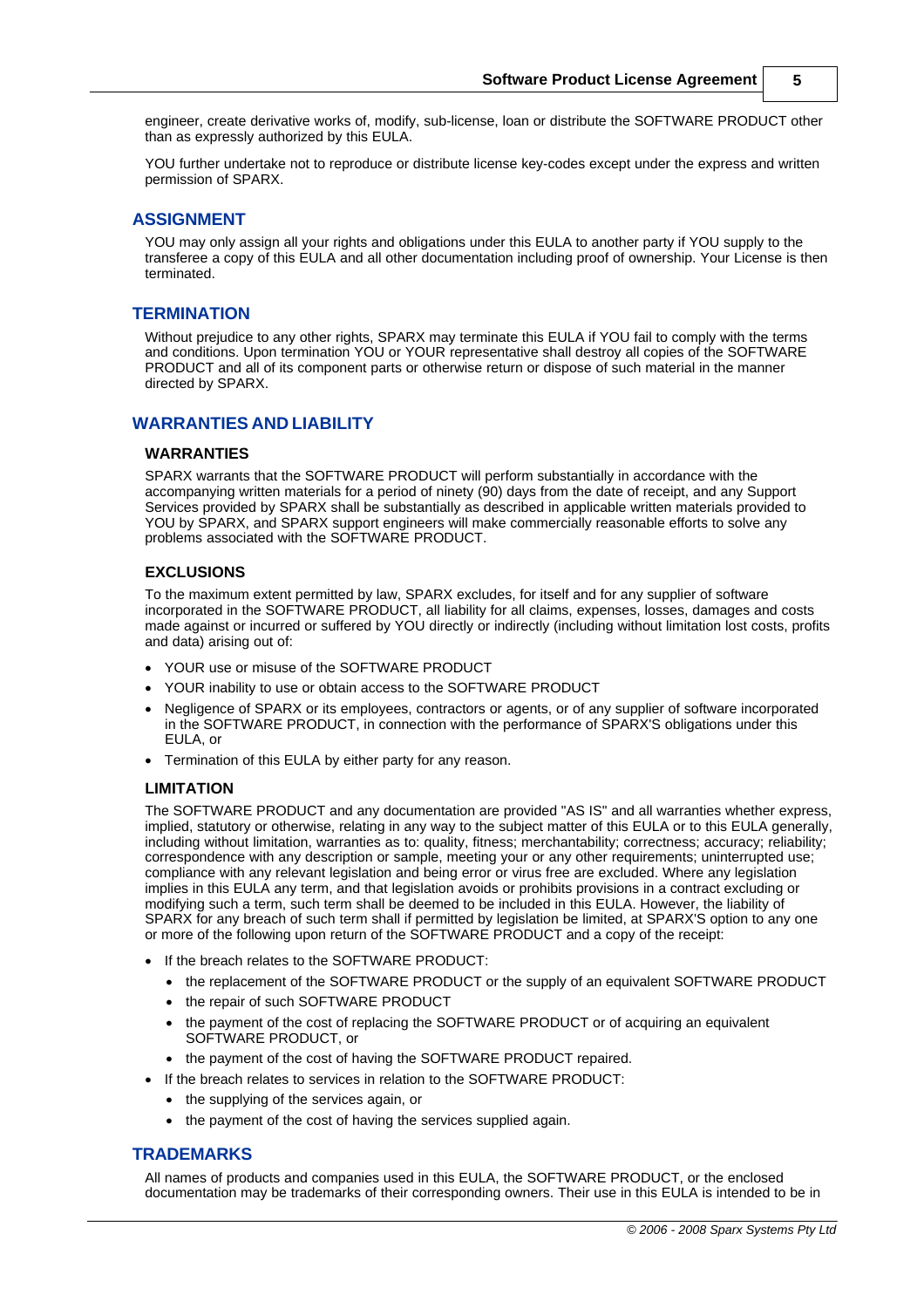engineer, create derivative works of, modify, sub-license, loan or distribute the SOFTWARE PRODUCT other than as expressly authorized by this EULA.

YOU further undertake not to reproduce or distribute license key-codes except under the express and written permission of SPARX.

## ASSIGNMENT

YOU may only assign all your rights and obligations under this EULA to another party if YOU supply to the transferee a copy of this EULA and all other documentation including proof of ownership. Your License is then terminated.

## TERMINATION

Without prejudice to any other rights, SPARX may terminate this EULA if YOU fail to comply with the terms and conditions. Upon termination YOU or YOUR representative shall destroy all copies of the SOFTWARE PRODUCT and all of its component parts or otherwise return or dispose of such material in the manner directed by SPARX.

## WARRANTIES AND LIABILITY

### WARRANTIES

SPARX warrants that the SOFTWARE PRODUCT will perform substantially in accordance with the accompanying written materials for a period of ninety (90) days from the date of receipt, and any Support Services provided by SPARX shall be substantially as described in applicable written materials provided to YOU by SPARX, and SPARX support engineers will make commercially reasonable efforts to solve any problems associated with the SOFTWARE PRODUCT.

### EXCLUSIONS

To the maximum extent permitted by law, SPARX excludes, for itself and for any supplier of software incorporated in the SOFTWARE PRODUCT, all liability for all claims, expenses, losses, damages and costs made against or incurred or suffered by YOU directly or indirectly (including without limitation lost costs, profits and data) arising out of:

- YOUR use or misuse of the SOFTWARE PRODUCT
- YOUR inability to use or obtain access to the SOFTWARE PRODUCT
- Negligence of SPARX or its employees, contractors or agents, or of any supplier of software incorporated in the SOFTWARE PRODUCT, in connection with the performance of SPARX'S obligations under this EULA, or
- Termination of this EULA by either party for any reason.

### LIMITATION

The SOFTWARE PRODUCT and any documentation are provided "AS IS" and all warranties whether express, implied, statutory or otherwise, relating in any way to the subject matter of this EULA or to this EULA generally, including without limitation, warranties as to: quality, fitness; merchantability; correctness; accuracy; reliability; correspondence with any description or sample, meeting your or any other requirements; uninterrupted use; compliance with any relevant legislation and being error or virus free are excluded. Where any legislation implies in this EULA any term, and that legislation avoids or prohibits provisions in a contract excluding or modifying such a term, such term shall be deemed to be included in this EULA. However, the liability of SPARX for any breach of such term shall if permitted by legislation be limited, at SPARX'S option to any one or more of the following upon return of the SOFTWARE PRODUCT and a copy of the receipt:

- If the breach relates to the SOFTWARE PRODUCT:
  - the replacement of the SOFTWARE PRODUCT or the supply of an equivalent SOFTWARE PRODUCT
  - the repair of such SOFTWARE PRODUCT
  - the payment of the cost of replacing the SOFTWARE PRODUCT or of acquiring an equivalent SOFTWARE PRODUCT, or
  - the payment of the cost of having the SOFTWARE PRODUCT repaired.
- If the breach relates to services in relation to the SOFTWARE PRODUCT:
  - the supplying of the services again, or
  - the payment of the cost of having the services supplied again.

## TRADEMARKS

All names of products and companies used in this EULA, the SOFTWARE PRODUCT, or the enclosed documentation may be trademarks of their corresponding owners. Their use in this EULA is intended to be in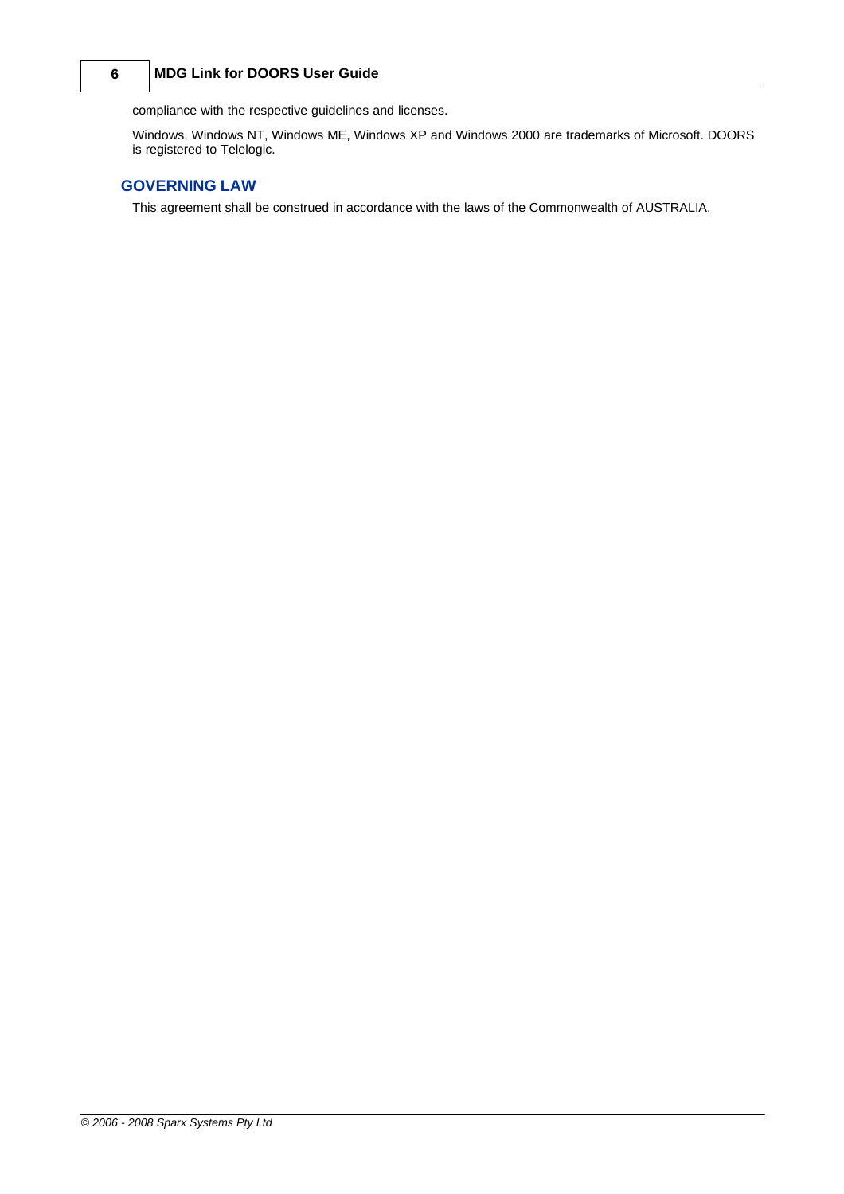compliance with the respective guidelines and licenses.

Windows, Windows NT, Windows ME, Windows XP and Windows 2000 are trademarks of Microsoft. DOORS is registered to Telelogic.

## GOVERNING LAW

This agreement shall be construed in accordance with the laws of the Commonwealth of AUSTRALIA.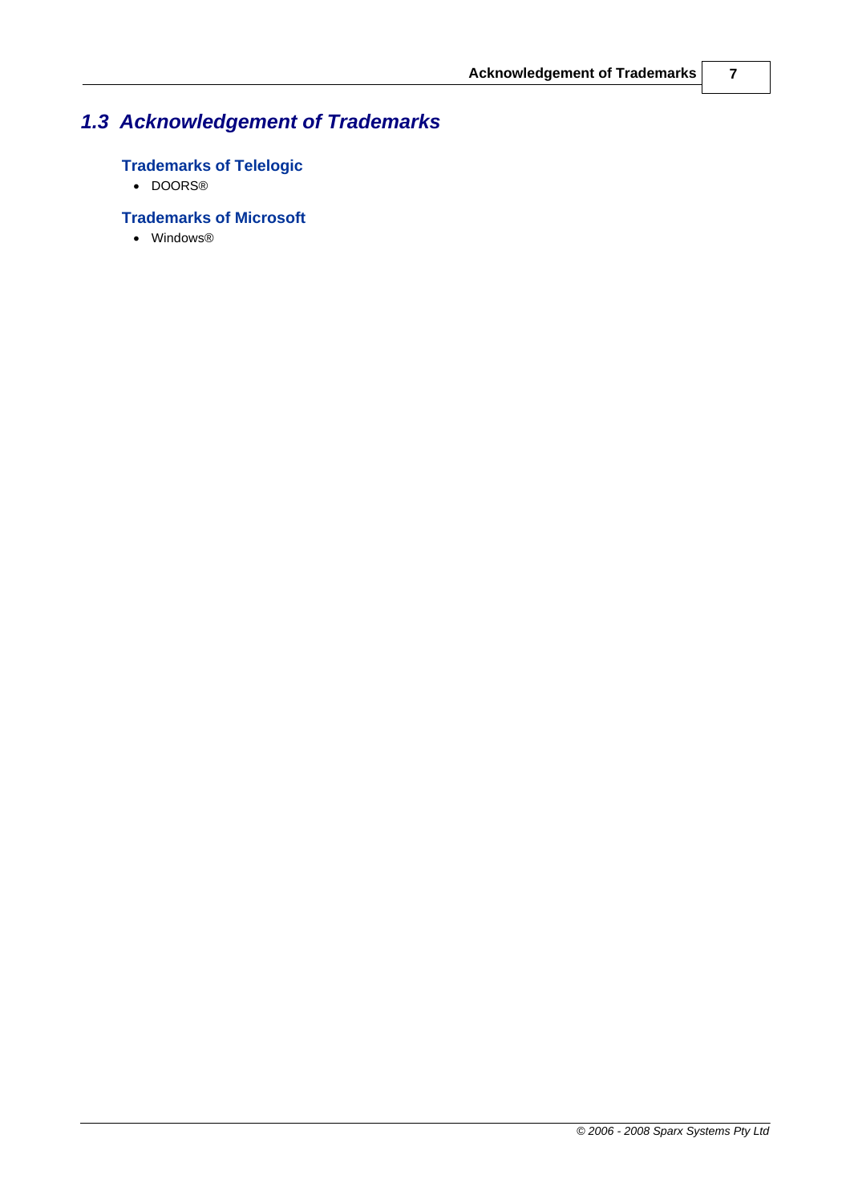## *1.3 Acknowledgement of Trademarks*

### Trademarks of Telelogic

- DOORS®

### Trademarks of Microsoft

- Windows®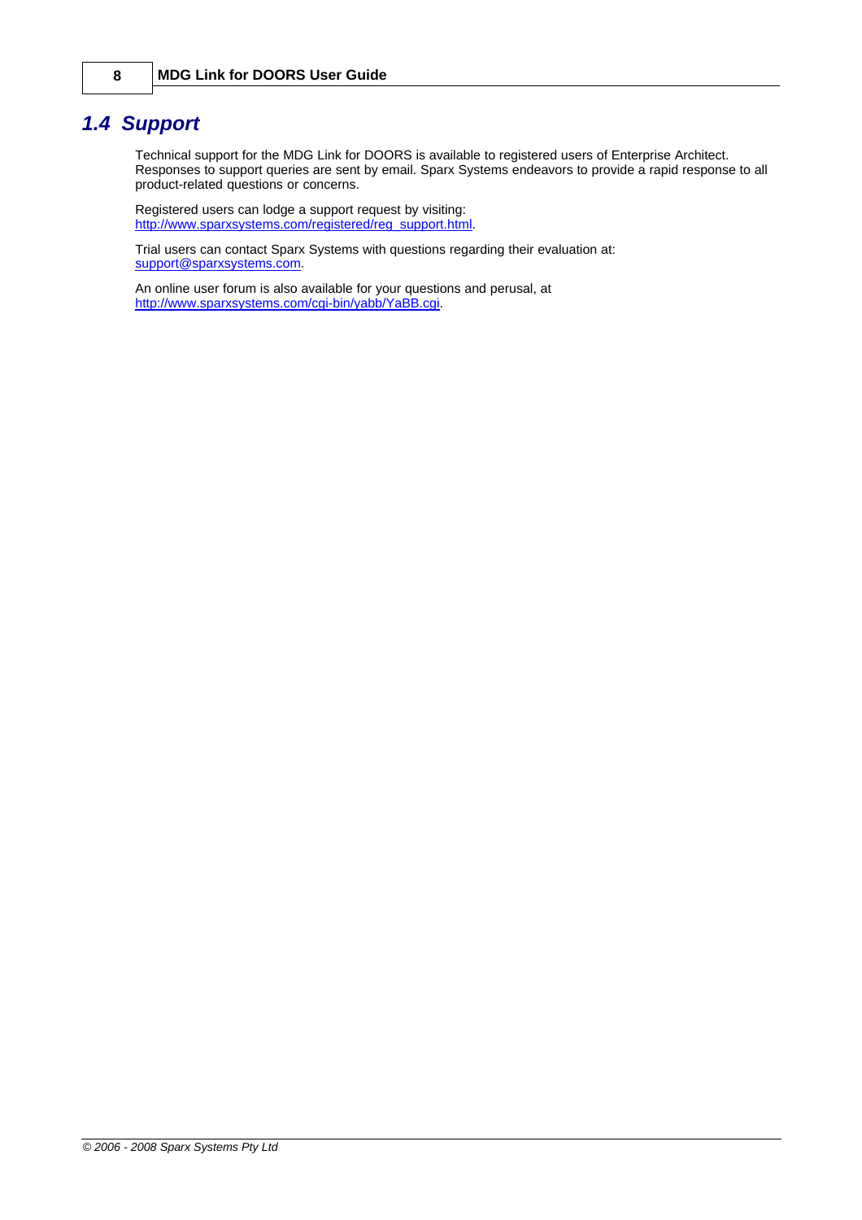## 1.4 Support

Technical support for the MDG Link for DOORS is available to registered users of Enterprise Architect. Responses to support queries are sent by email. Sparx Systems endeavors to provide a rapid response to all product-related questions or concerns.

Registered users can lodge a support request by visiting:
[http://www.sparxsystems.com/registered/reg_support.html](http://www.sparxsystems.com/registered/reg_support.html).

Trial users can contact Sparx Systems with questions regarding their evaluation at:
[support@sparxsystems.com](mailto:support@sparxsystems.com).

An online user forum is also available for your questions and perusal, at
[http://www.sparxsystems.com/cgi-bin/yabb/YaBB.cgi](http://www.sparxsystems.com/cgi-bin/yabb/YaBB.cgi).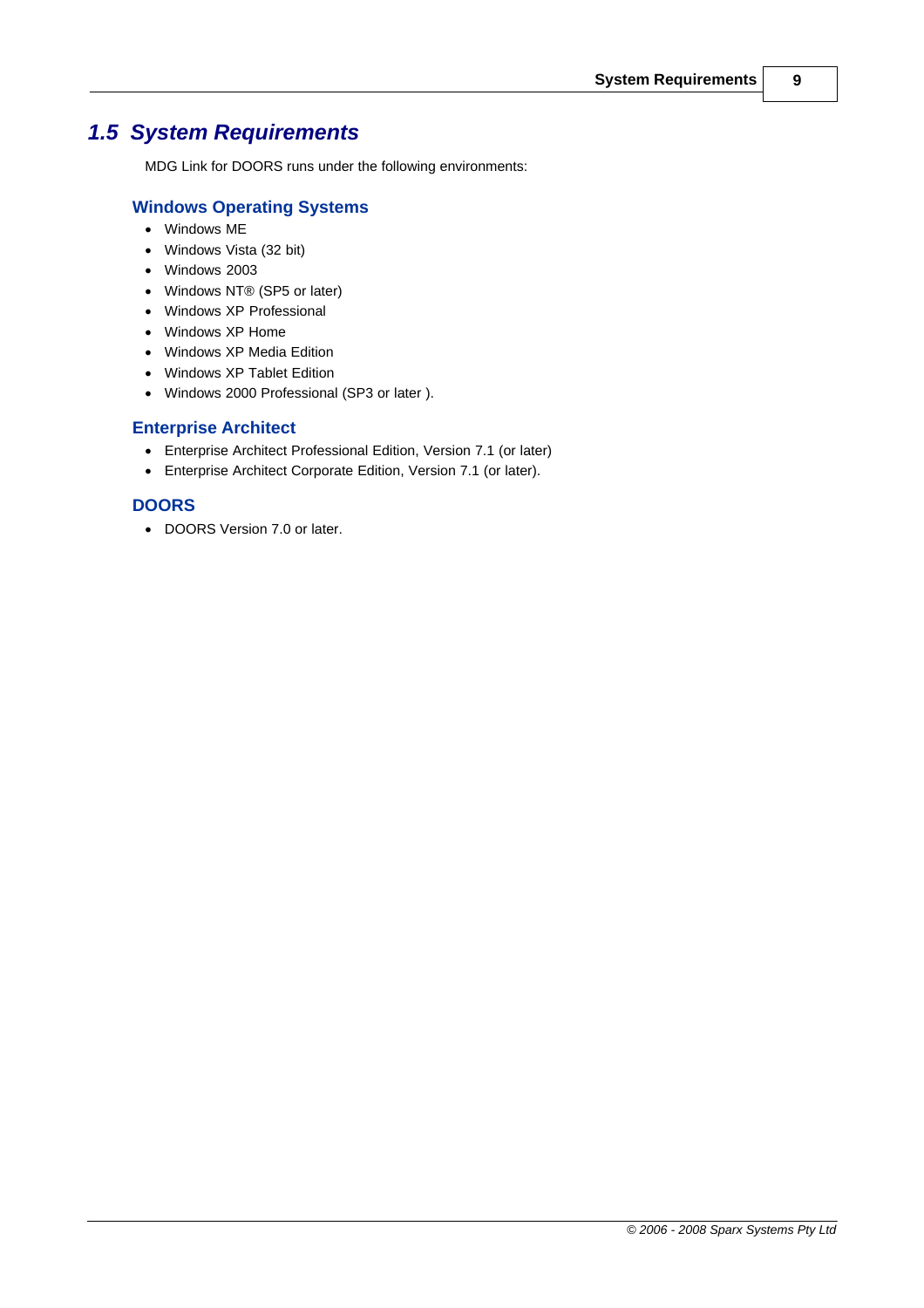## *1.5 System Requirements*

MDG Link for DOORS runs under the following environments:

### Windows Operating Systems

- Windows ME
- Windows Vista (32 bit)
- Windows 2003
- Windows NT® (SP5 or later)
- Windows XP Professional
- Windows XP Home
- Windows XP Media Edition
- Windows XP Tablet Edition
- Windows 2000 Professional (SP3 or later ).

### Enterprise Architect

- Enterprise Architect Professional Edition, Version 7.1 (or later)
- Enterprise Architect Corporate Edition, Version 7.1 (or later).

### DOORS

- DOORS Version 7.0 or later.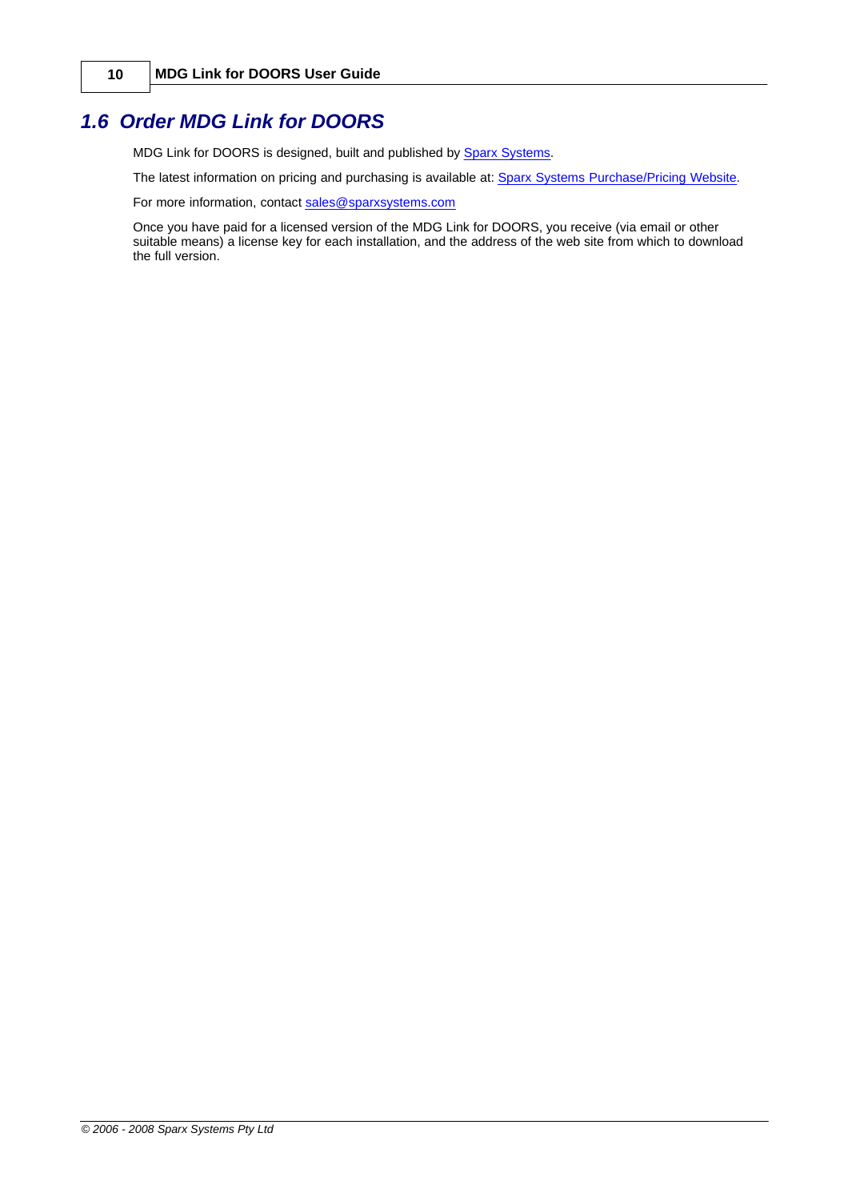## 1.6 Order MDG Link for DOORS

MDG Link for DOORS is designed, built and published by Sparx Systems.

The latest information on pricing and purchasing is available at: Sparx Systems Purchase/Pricing Website.

For more information, contact sales@sparxsystems.com

Once you have paid for a licensed version of the MDG Link for DOORS, you receive (via email or other suitable means) a license key for each installation, and the address of the web site from which to download the full version.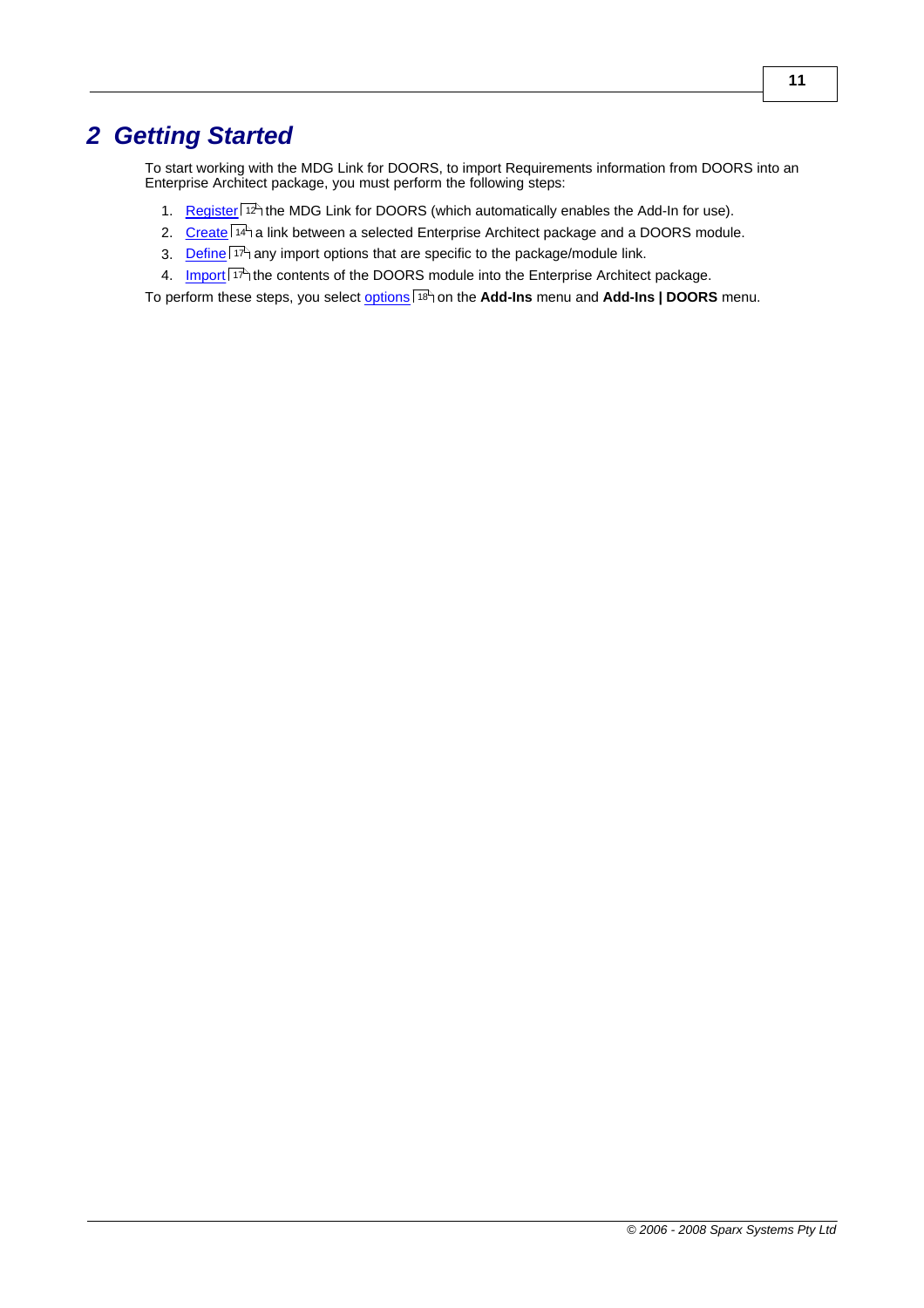# 2 Getting Started

To start working with the MDG Link for DOORS, to import Requirements information from DOORS into an Enterprise Architect package, you must perform the following steps:

1. Register [12] the MDG Link for DOORS (which automatically enables the Add-In for use).
2. Create [14] a link between a selected Enterprise Architect package and a DOORS module.
3. Define [17] any import options that are specific to the package/module link.
4. Import [17] the contents of the DOORS module into the Enterprise Architect package.

To perform these steps, you select options [18] on the **Add-Ins** menu and **Add-Ins | DOORS** menu.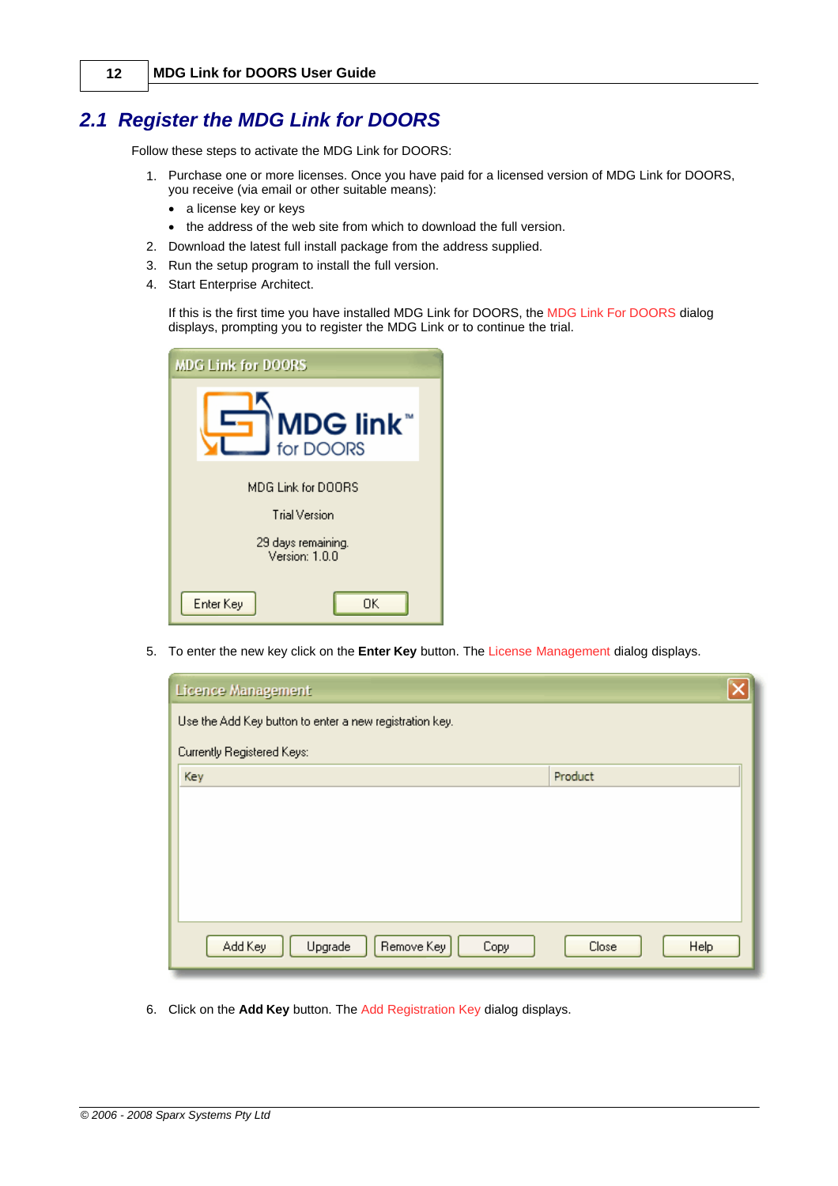## 2.1 Register the MDG Link for DOORS

Follow these steps to activate the MDG Link for DOORS:

1. Purchase one or more licenses. Once you have paid for a licensed version of MDG Link for DOORS, you receive (via email or other suitable means):
   - a license key or keys
   - the address of the web site from which to download the full version.
2. Download the latest full install package from the address supplied.
3. Run the setup program to install the full version.
4. Start Enterprise Architect.

   If this is the first time you have installed MDG Link for DOORS, the MDG Link For DOORS dialog displays, prompting you to register the MDG Link or to continue the trial.

5. To enter the new key click on the **Enter Key** button. The License Management dialog displays.

6. Click on the **Add Key** button. The Add Registration Key dialog displays.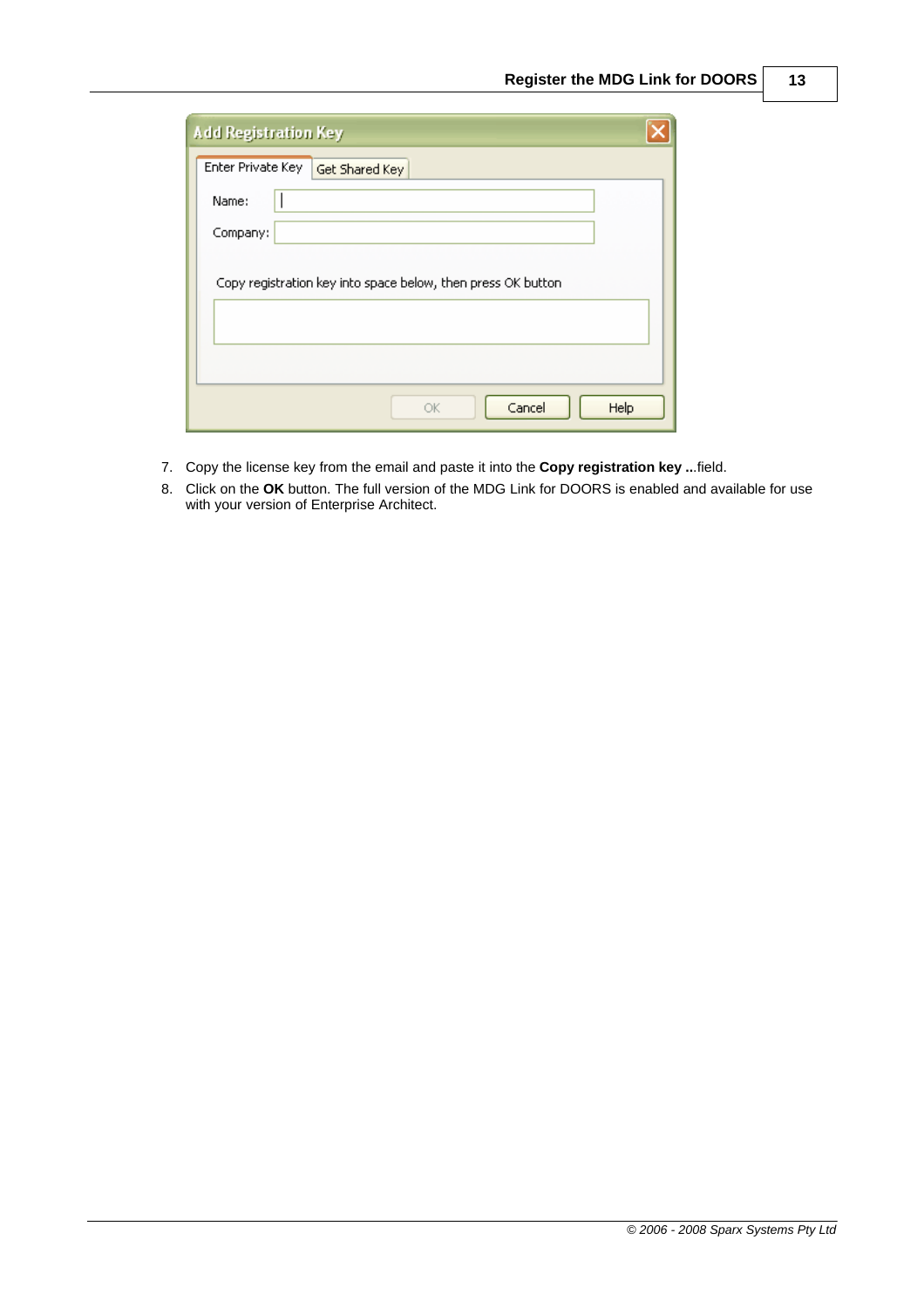7. Copy the license key from the email and paste it into the **Copy registration key ...** field.
8. Click on the **OK** button. The full version of the MDG Link for DOORS is enabled and available for use with your version of Enterprise Architect.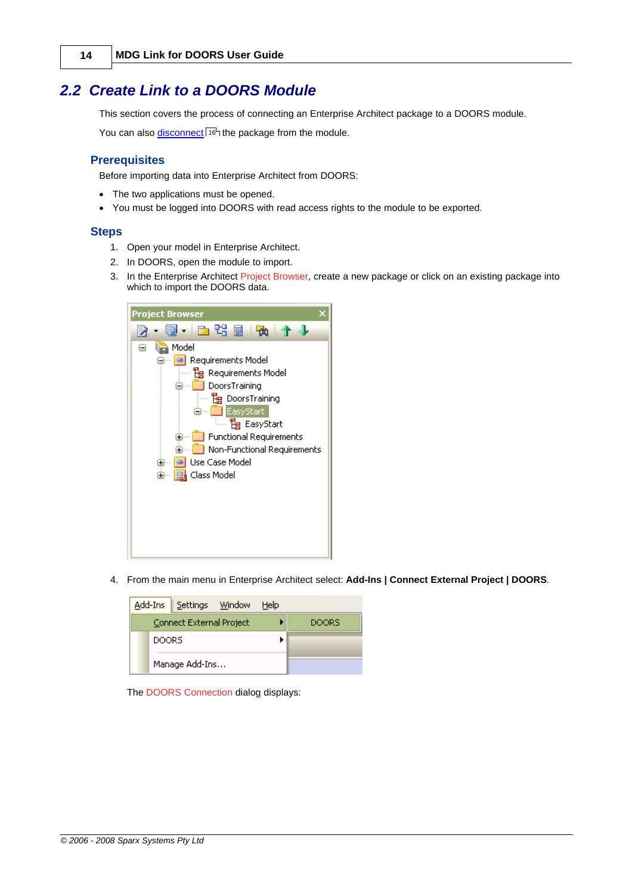## 2.2 Create Link to a DOORS Module

This section covers the process of connecting an Enterprise Architect package to a DOORS module.

You can also disconnect 16 the package from the module.

### Prerequisites

Before importing data into Enterprise Architect from DOORS:

- The two applications must be opened.
- You must be logged into DOORS with read access rights to the module to be exported.

### Steps

1. Open your model in Enterprise Architect.
2. In DOORS, open the module to import.
3. In the Enterprise Architect Project Browser, create a new package or click on an existing package into which to import the DOORS data.

4. From the main menu in Enterprise Architect select: **Add-Ins | Connect External Project | DOORS**.

The DOORS Connection dialog displays: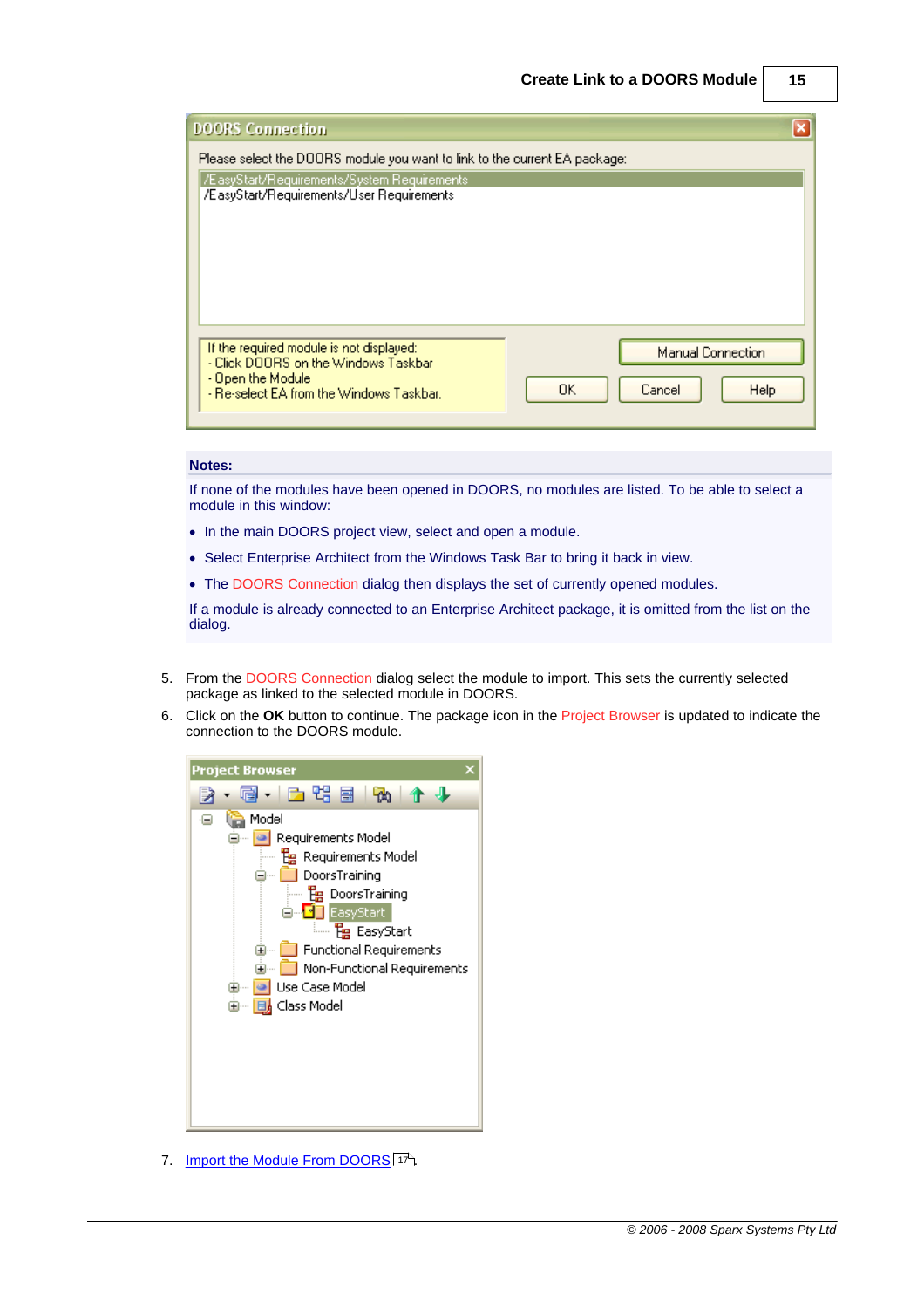**Notes:**

If none of the modules have been opened in DOORS, no modules are listed. To be able to select a module in this window:

- In the main DOORS project view, select and open a module.
- Select Enterprise Architect from the Windows Task Bar to bring it back in view.
- The DOORS Connection dialog then displays the set of currently opened modules.

If a module is already connected to an Enterprise Architect package, it is omitted from the list on the dialog.

5. From the DOORS Connection dialog select the module to import. This sets the currently selected package as linked to the selected module in DOORS.
6. Click on the **OK** button to continue. The package icon in the Project Browser is updated to indicate the connection to the DOORS module.
7. Import the Module From DOORS [17]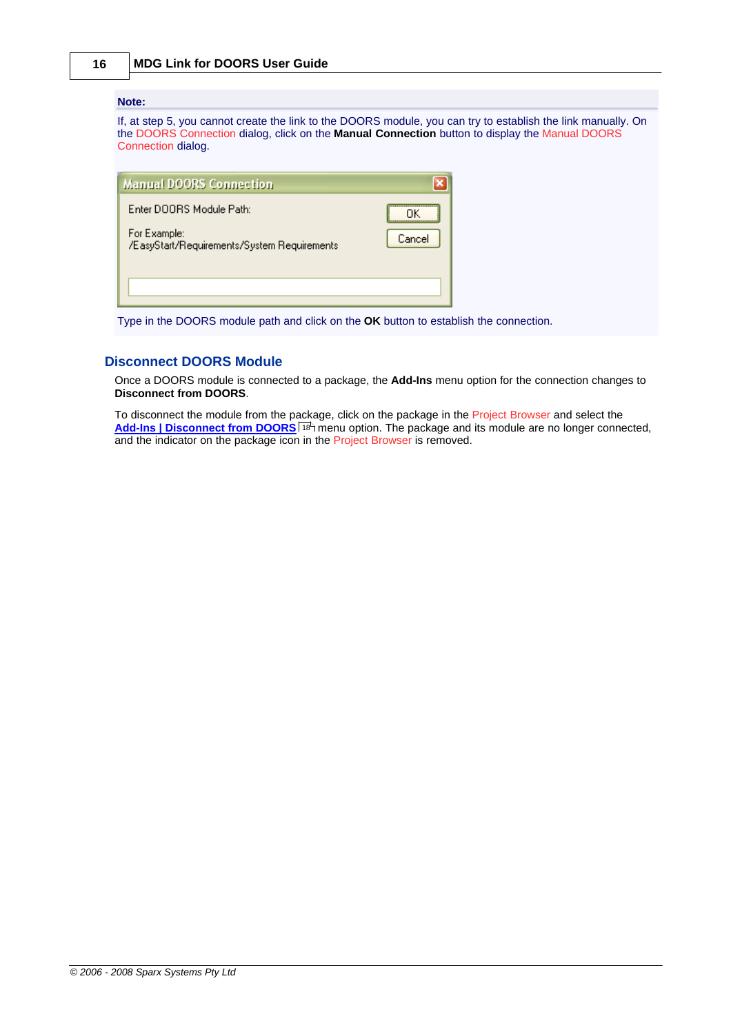**Note:**

If, at step 5, you cannot create the link to the DOORS module, you can try to establish the link manually. On the DOORS Connection dialog, click on the **Manual Connection** button to display the Manual DOORS Connection dialog.

Type in the DOORS module path and click on the **OK** button to establish the connection.

## Disconnect DOORS Module

Once a DOORS module is connected to a package, the **Add-Ins** menu option for the connection changes to **Disconnect from DOORS**.

To disconnect the module from the package, click on the package in the Project Browser and select the **Add-Ins | Disconnect from DOORS** 18 menu option. The package and its module are no longer connected, and the indicator on the package icon in the Project Browser is removed.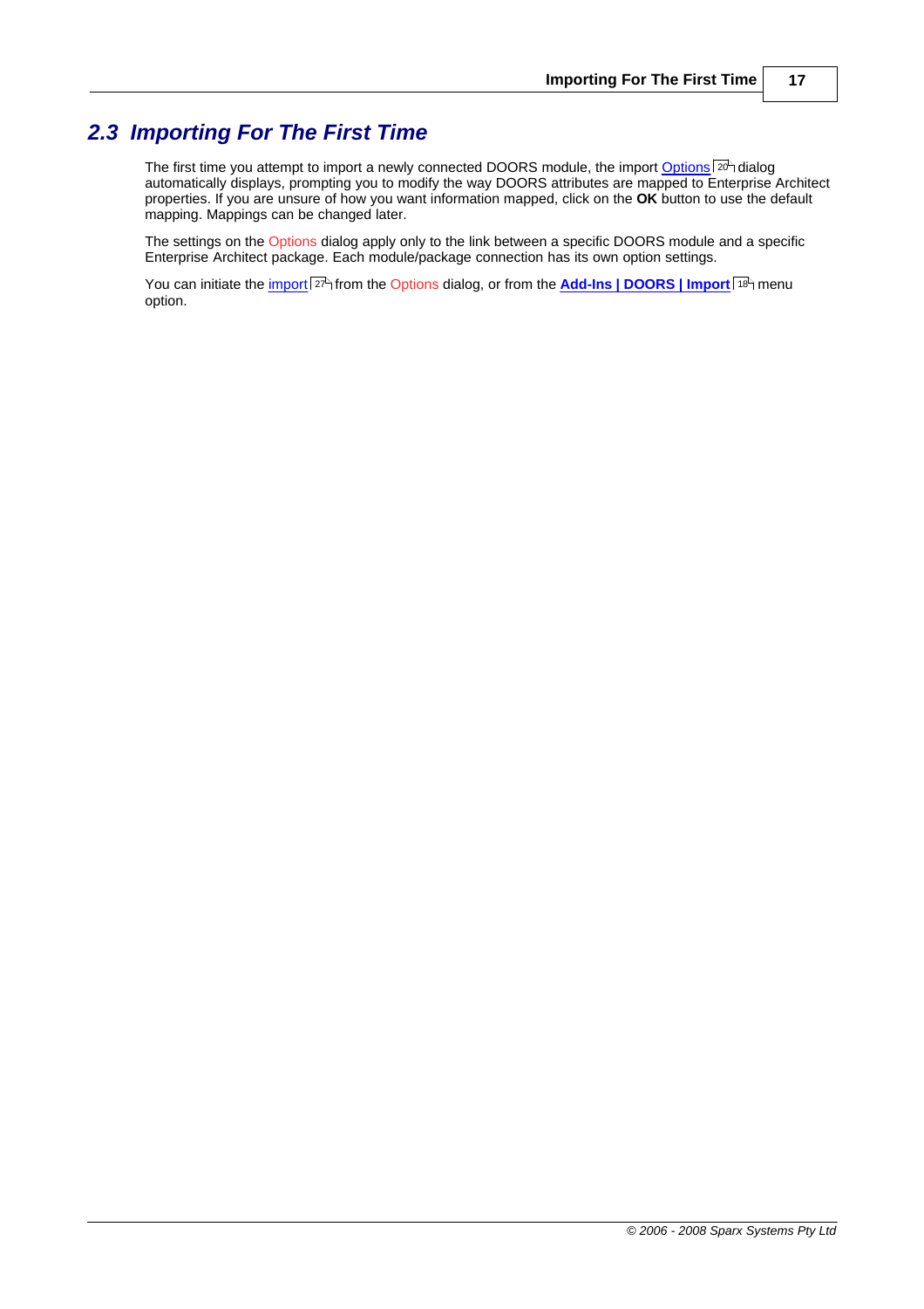## 2.3 Importing For The First Time

The first time you attempt to import a newly connected DOORS module, the import Options [20] dialog automatically displays, prompting you to modify the way DOORS attributes are mapped to Enterprise Architect properties. If you are unsure of how you want information mapped, click on the **OK** button to use the default mapping. Mappings can be changed later.

The settings on the Options dialog apply only to the link between a specific DOORS module and a specific Enterprise Architect package. Each module/package connection has its own option settings.

You can initiate the import [27] from the Options dialog, or from the **Add-Ins | DOORS | Import** [18] menu option.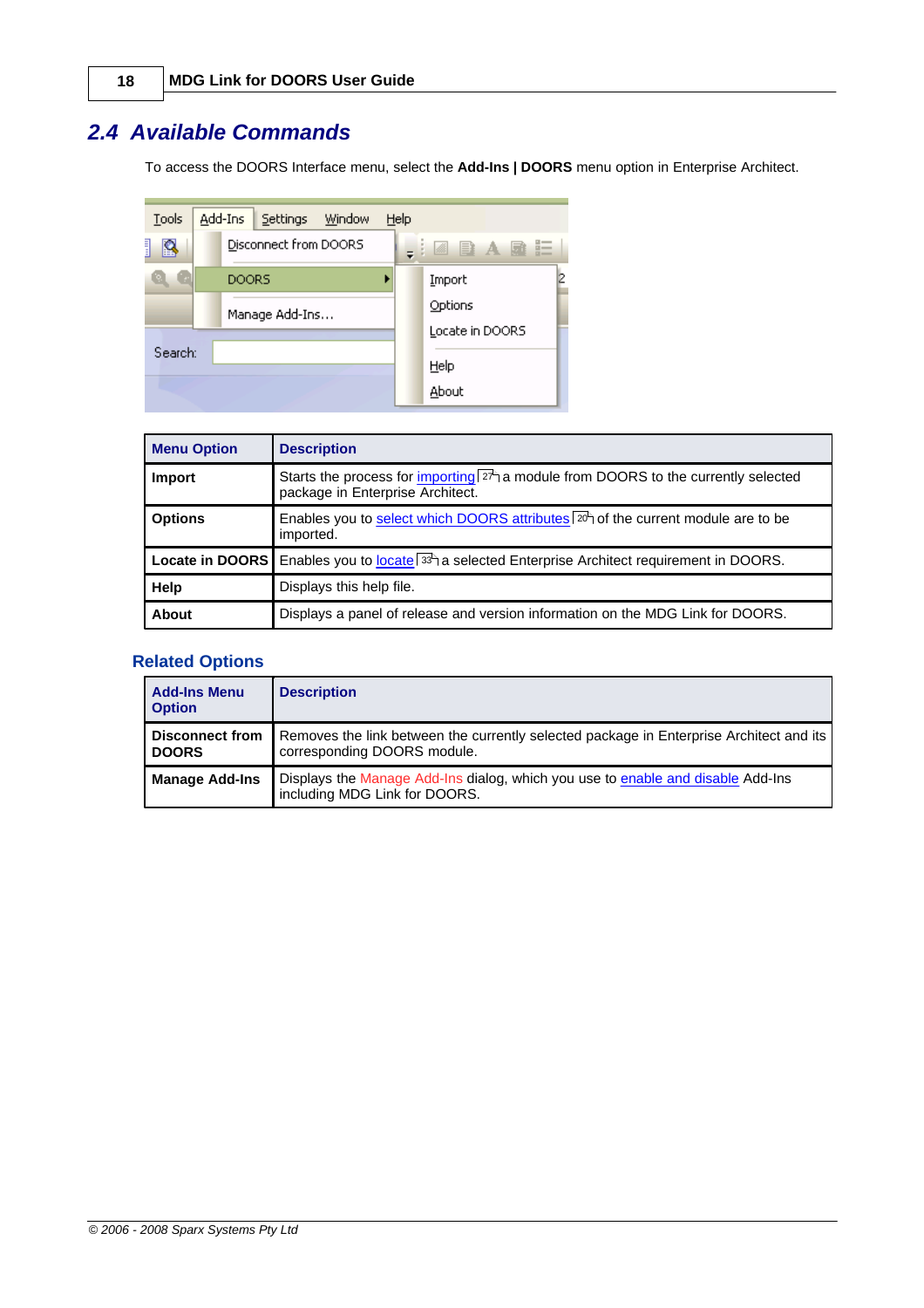## 2.4 Available Commands

To access the DOORS Interface menu, select the **Add-Ins | DOORS** menu option in Enterprise Architect.

| Menu Option | Description |
|---|---|
| **Import** | Starts the process for importing [27] a module from DOORS to the currently selected package in Enterprise Architect. |
| **Options** | Enables you to select which DOORS attributes [20] of the current module are to be imported. |
| **Locate in DOORS** | Enables you to locate [33] a selected Enterprise Architect requirement in DOORS. |
| **Help** | Displays this help file. |
| **About** | Displays a panel of release and version information on the MDG Link for DOORS. |

### Related Options

| Add-Ins Menu Option | Description |
|---|---|
| **Disconnect from DOORS** | Removes the link between the currently selected package in Enterprise Architect and its corresponding DOORS module. |
| **Manage Add-Ins** | Displays the Manage Add-Ins dialog, which you use to enable and disable Add-Ins including MDG Link for DOORS. |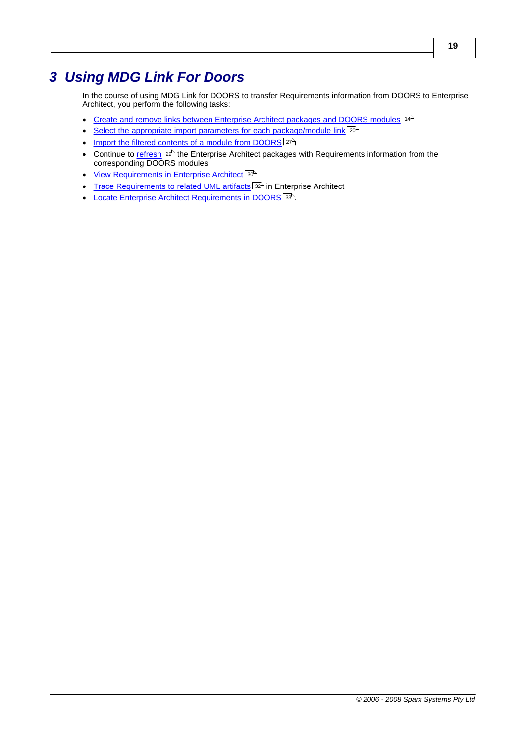# 3 Using MDG Link For Doors

In the course of using MDG Link for DOORS to transfer Requirements information from DOORS to Enterprise Architect, you perform the following tasks:

- Create and remove links between Enterprise Architect packages and DOORS modules [14]
- Select the appropriate import parameters for each package/module link [20]
- Import the filtered contents of a module from DOORS [27]
- Continue to refresh [29] the Enterprise Architect packages with Requirements information from the corresponding DOORS modules
- View Requirements in Enterprise Architect [30]
- Trace Requirements to related UML artifacts [32] in Enterprise Architect
- Locate Enterprise Architect Requirements in DOORS [33].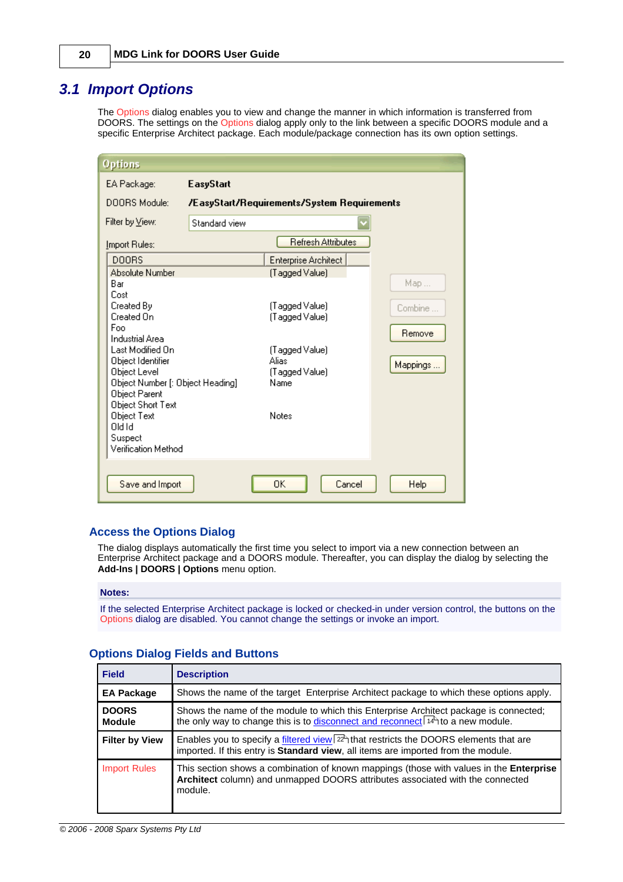## 3.1 Import Options

The Options dialog enables you to view and change the manner in which information is transferred from DOORS. The settings on the Options dialog apply only to the link between a specific DOORS module and a specific Enterprise Architect package. Each module/package connection has its own option settings.

### Access the Options Dialog

The dialog displays automatically the first time you select to import via a new connection between an Enterprise Architect package and a DOORS module. Thereafter, you can display the dialog by selecting the **Add-Ins | DOORS | Options** menu option.

**Notes:**

If the selected Enterprise Architect package is locked or checked-in under version control, the buttons on the Options dialog are disabled. You cannot change the settings or invoke an import.

### Options Dialog Fields and Buttons

| Field | Description |
|---|---|
| **EA Package** | Shows the name of the target Enterprise Architect package to which these options apply. |
| **DOORS Module** | Shows the name of the module to which this Enterprise Architect package is connected; the only way to change this is to disconnect and reconnect [14] to a new module. |
| **Filter by View** | Enables you to specify a filtered view [22] that restricts the DOORS elements that are imported. If this entry is **Standard view**, all items are imported from the module. |
| Import Rules | This section shows a combination of known mappings (those with values in the **Enterprise Architect** column) and unmapped DOORS attributes associated with the connected module. |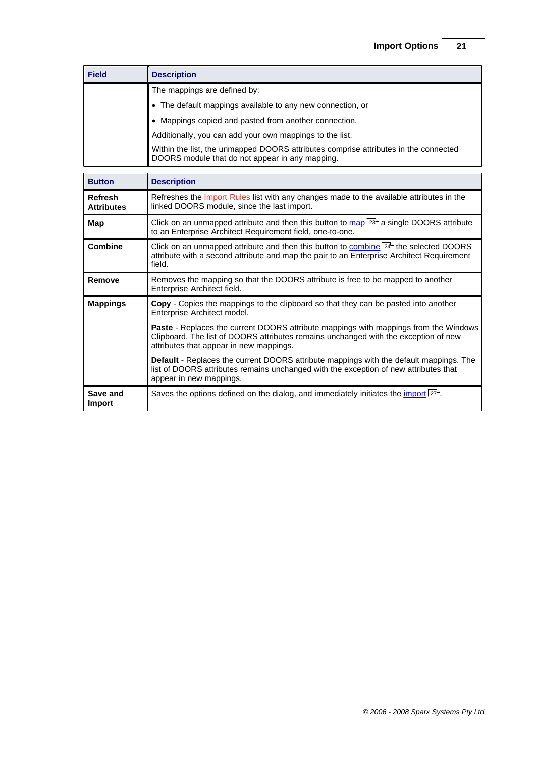| Field | Description |
| --- | --- |
| | The mappings are defined by:<br>• The default mappings available to any new connection, or<br>• Mappings copied and pasted from another connection.<br>Additionally, you can add your own mappings to the list.<br>Within the list, the unmapped DOORS attributes comprise attributes in the connected DOORS module that do not appear in any mapping. |

| Button | Description |
| --- | --- |
| **Refresh Attributes** | Refreshes the Import Rules list with any changes made to the available attributes in the linked DOORS module, since the last import. |
| **Map** | Click on an unmapped attribute and then this button to map [23] a single DOORS attribute to an Enterprise Architect Requirement field, one-to-one. |
| **Combine** | Click on an unmapped attribute and then this button to combine [24] the selected DOORS attribute with a second attribute and map the pair to an Enterprise Architect Requirement field. |
| **Remove** | Removes the mapping so that the DOORS attribute is free to be mapped to another Enterprise Architect field. |
| **Mappings** | **Copy** - Copies the mappings to the clipboard so that they can be pasted into another Enterprise Architect model.<br>**Paste** - Replaces the current DOORS attribute mappings with mappings from the Windows Clipboard. The list of DOORS attributes remains unchanged with the exception of new attributes that appear in new mappings.<br>**Default** - Replaces the current DOORS attribute mappings with the default mappings. The list of DOORS attributes remains unchanged with the exception of new attributes that appear in new mappings. |
| **Save and Import** | Saves the options defined on the dialog, and immediately initiates the import [27]. |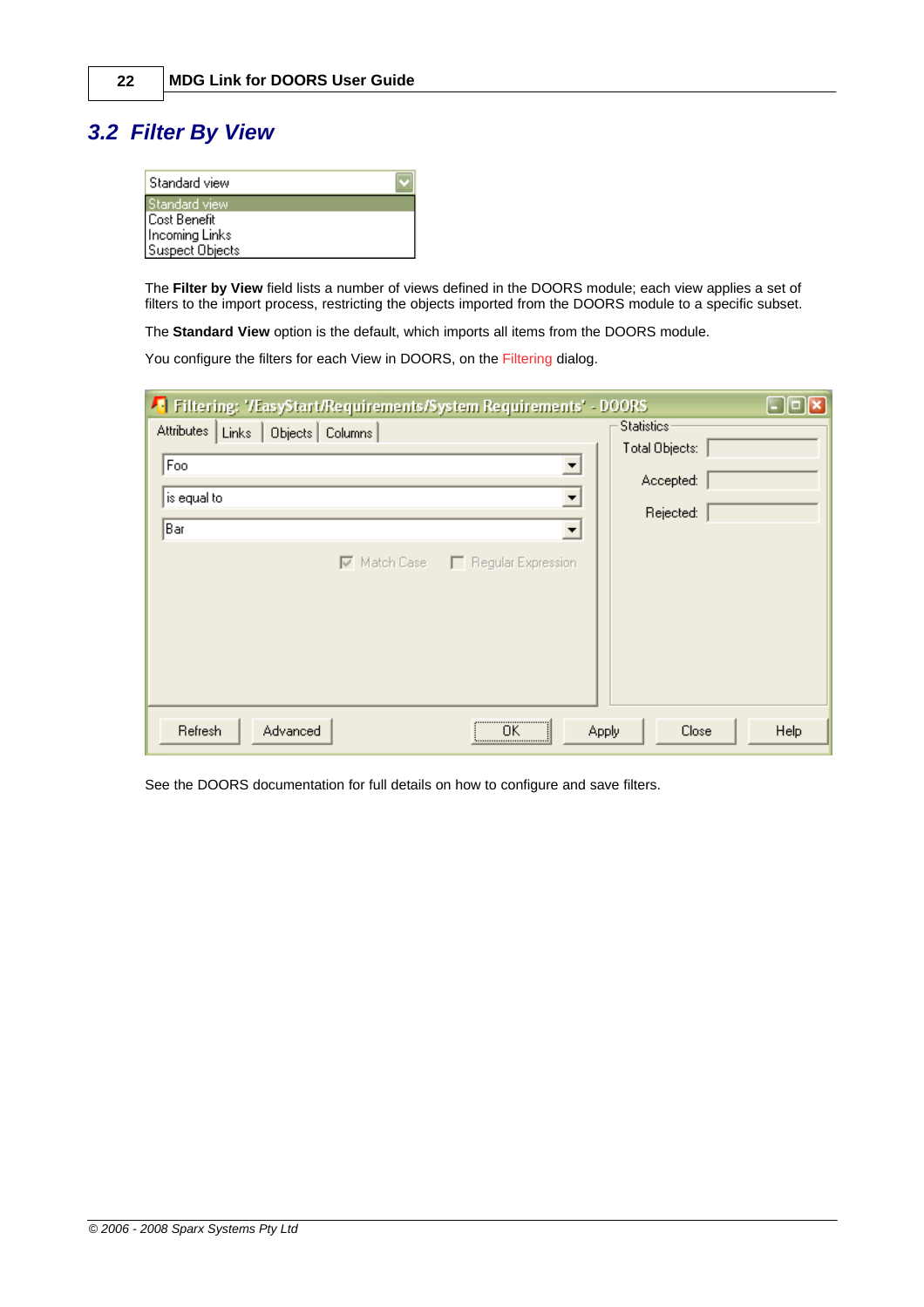## 3.2 Filter By View

The **Filter by View** field lists a number of views defined in the DOORS module; each view applies a set of filters to the import process, restricting the objects imported from the DOORS module to a specific subset.

The **Standard View** option is the default, which imports all items from the DOORS module.

You configure the filters for each View in DOORS, on the Filtering dialog.

See the DOORS documentation for full details on how to configure and save filters.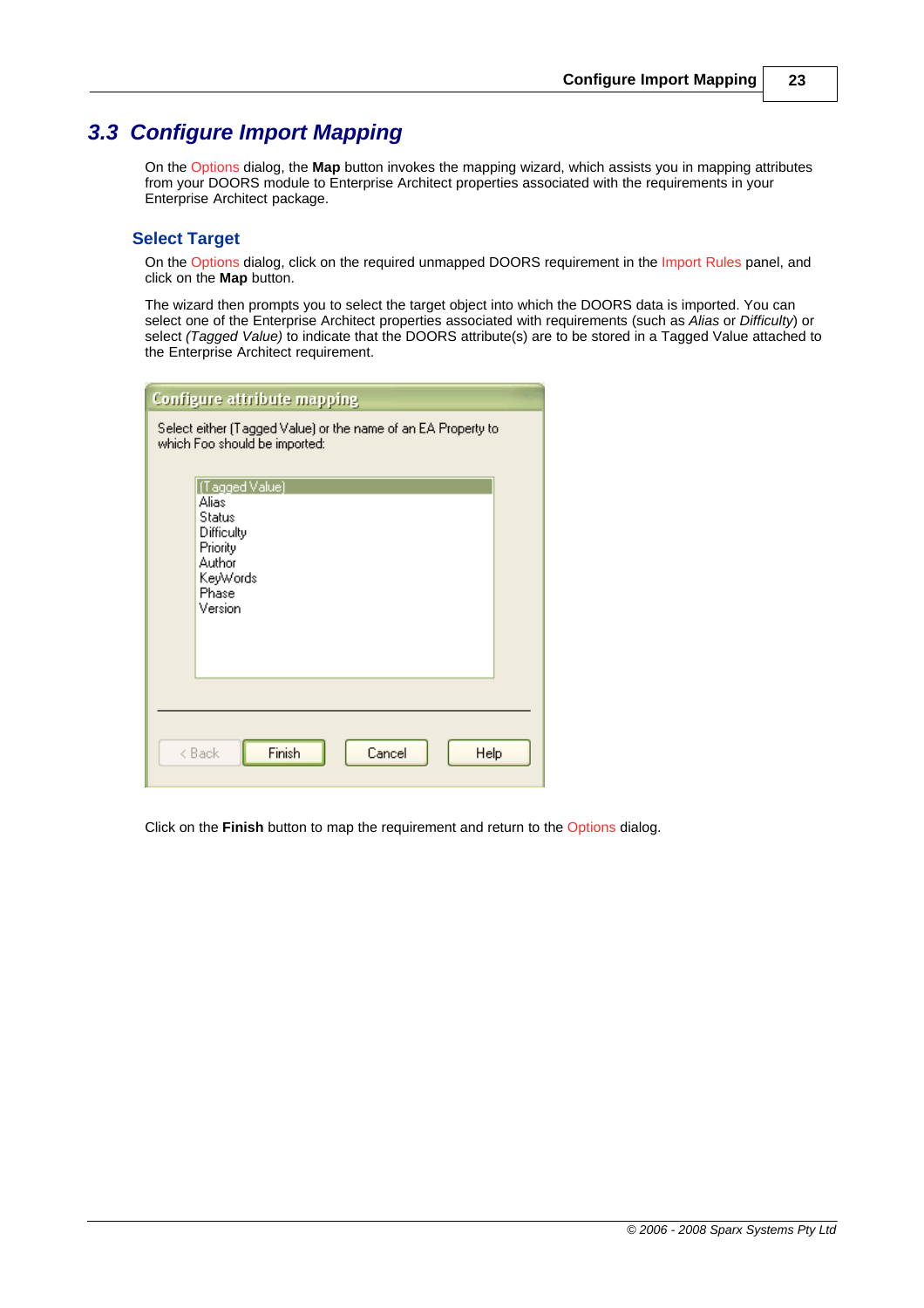## 3.3 Configure Import Mapping

On the Options dialog, the **Map** button invokes the mapping wizard, which assists you in mapping attributes from your DOORS module to Enterprise Architect properties associated with the requirements in your Enterprise Architect package.

### Select Target

On the Options dialog, click on the required unmapped DOORS requirement in the Import Rules panel, and click on the **Map** button.

The wizard then prompts you to select the target object into which the DOORS data is imported. You can select one of the Enterprise Architect properties associated with requirements (such as *Alias* or *Difficulty*) or select *(Tagged Value)* to indicate that the DOORS attribute(s) are to be stored in a Tagged Value attached to the Enterprise Architect requirement.

Click on the **Finish** button to map the requirement and return to the Options dialog.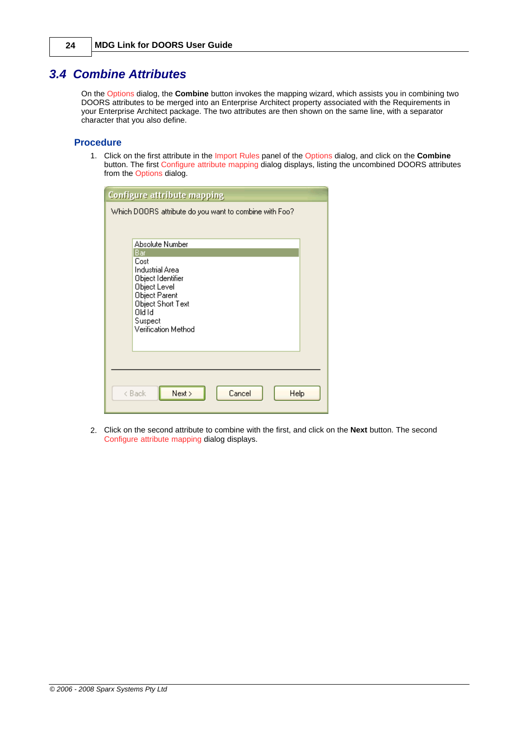## 3.4 Combine Attributes

On the Options dialog, the **Combine** button invokes the mapping wizard, which assists you in combining two DOORS attributes to be merged into an Enterprise Architect property associated with the Requirements in your Enterprise Architect package. The two attributes are then shown on the same line, with a separator character that you also define.

### Procedure

1. Click on the first attribute in the Import Rules panel of the Options dialog, and click on the **Combine** button. The first Configure attribute mapping dialog displays, listing the uncombined DOORS attributes from the Options dialog.

2. Click on the second attribute to combine with the first, and click on the **Next** button. The second Configure attribute mapping dialog displays.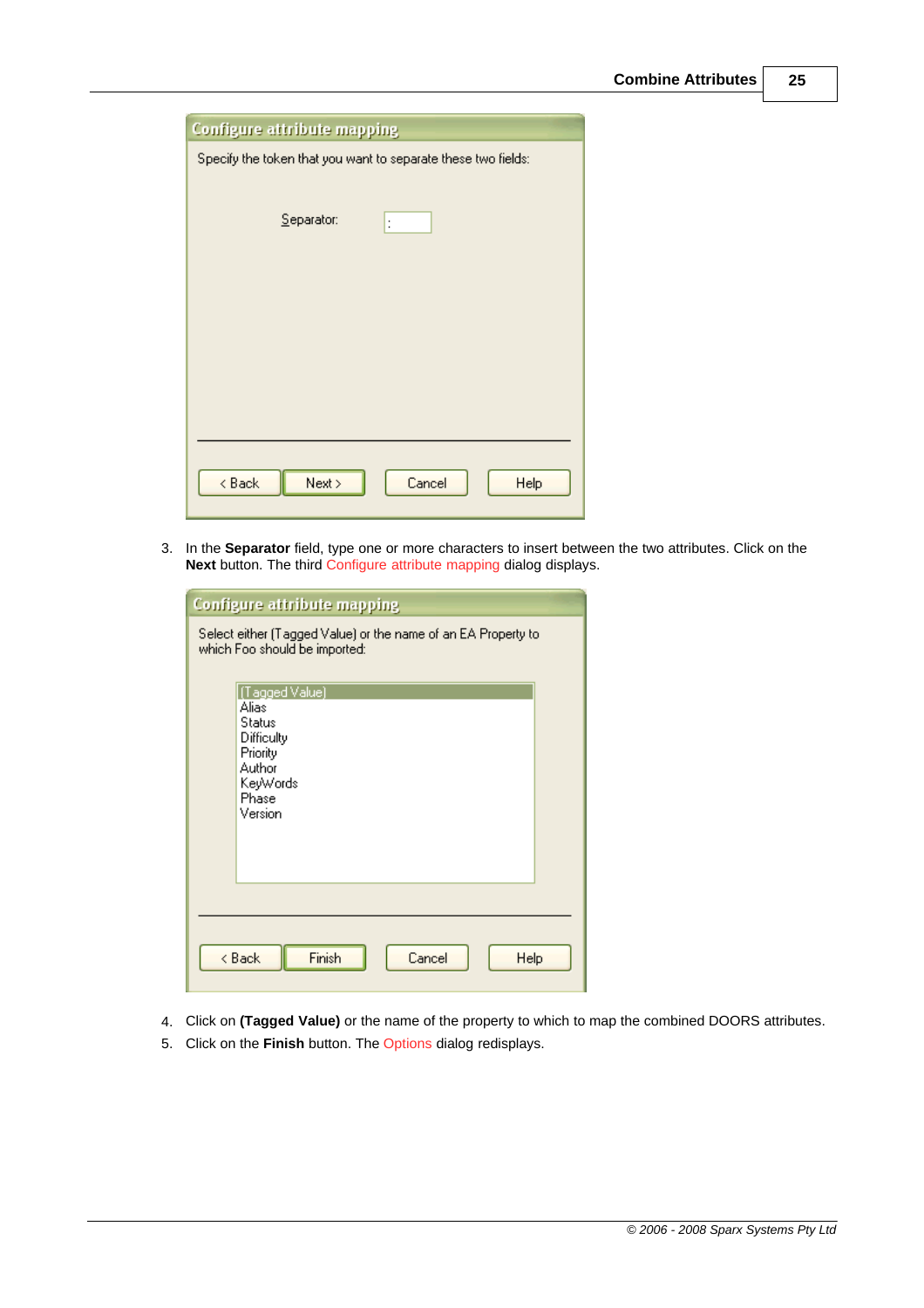3. In the **Separator** field, type one or more characters to insert between the two attributes. Click on the **Next** button. The third Configure attribute mapping dialog displays.

4. Click on **(Tagged Value)** or the name of the property to which to map the combined DOORS attributes.
5. Click on the **Finish** button. The Options dialog redisplays.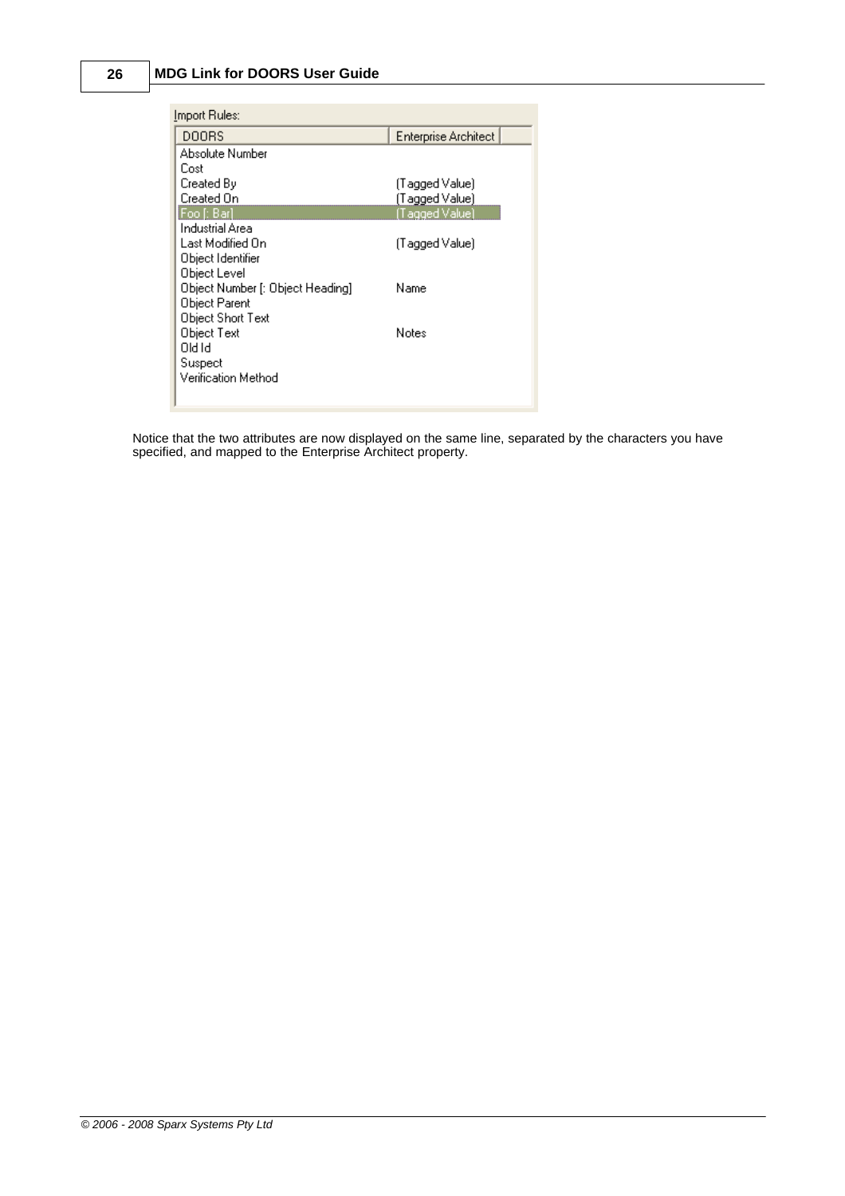Import Rules:

| DOORS | Enterprise Architect |
| --- | --- |
| Absolute Number | |
| Cost | |
| Created By | (Tagged Value) |
| Created On | (Tagged Value) |
| Foo [: Bar] | (Tagged Value) |
| Industrial Area | |
| Last Modified On | (Tagged Value) |
| Object Identifier | |
| Object Level | |
| Object Number [: Object Heading] | Name |
| Object Parent | |
| Object Short Text | |
| Object Text | Notes |
| Old Id | |
| Suspect | |
| Verification Method | |

Notice that the two attributes are now displayed on the same line, separated by the characters you have specified, and mapped to the Enterprise Architect property.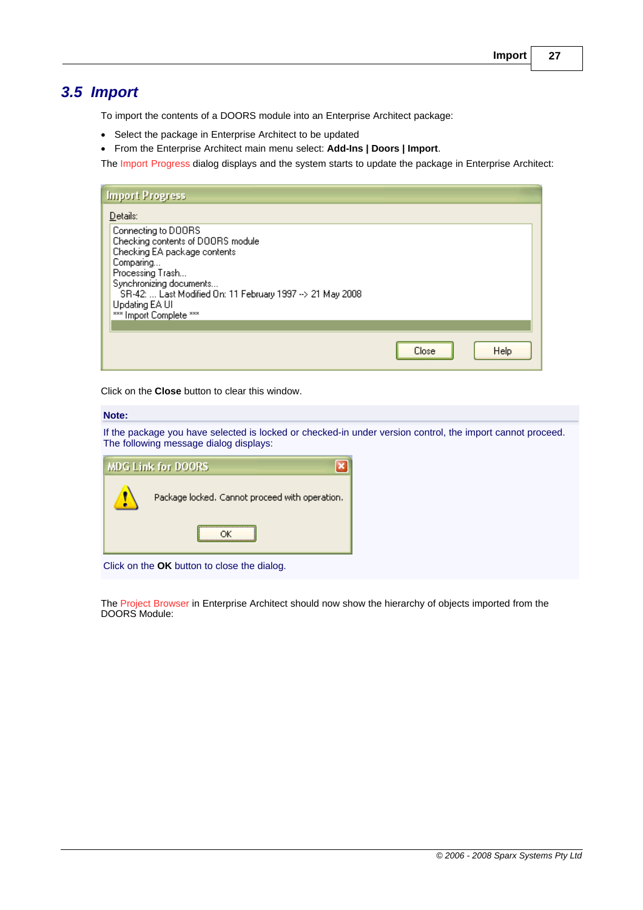## 3.5 Import

To import the contents of a DOORS module into an Enterprise Architect package:

- Select the package in Enterprise Architect to be updated
- From the Enterprise Architect main menu select: **Add-Ins | Doors | Import**.

The Import Progress dialog displays and the system starts to update the package in Enterprise Architect:

Click on the **Close** button to clear this window.

**Note:**

If the package you have selected is locked or checked-in under version control, the import cannot proceed. The following message dialog displays:

Click on the **OK** button to close the dialog.

The Project Browser in Enterprise Architect should now show the hierarchy of objects imported from the DOORS Module: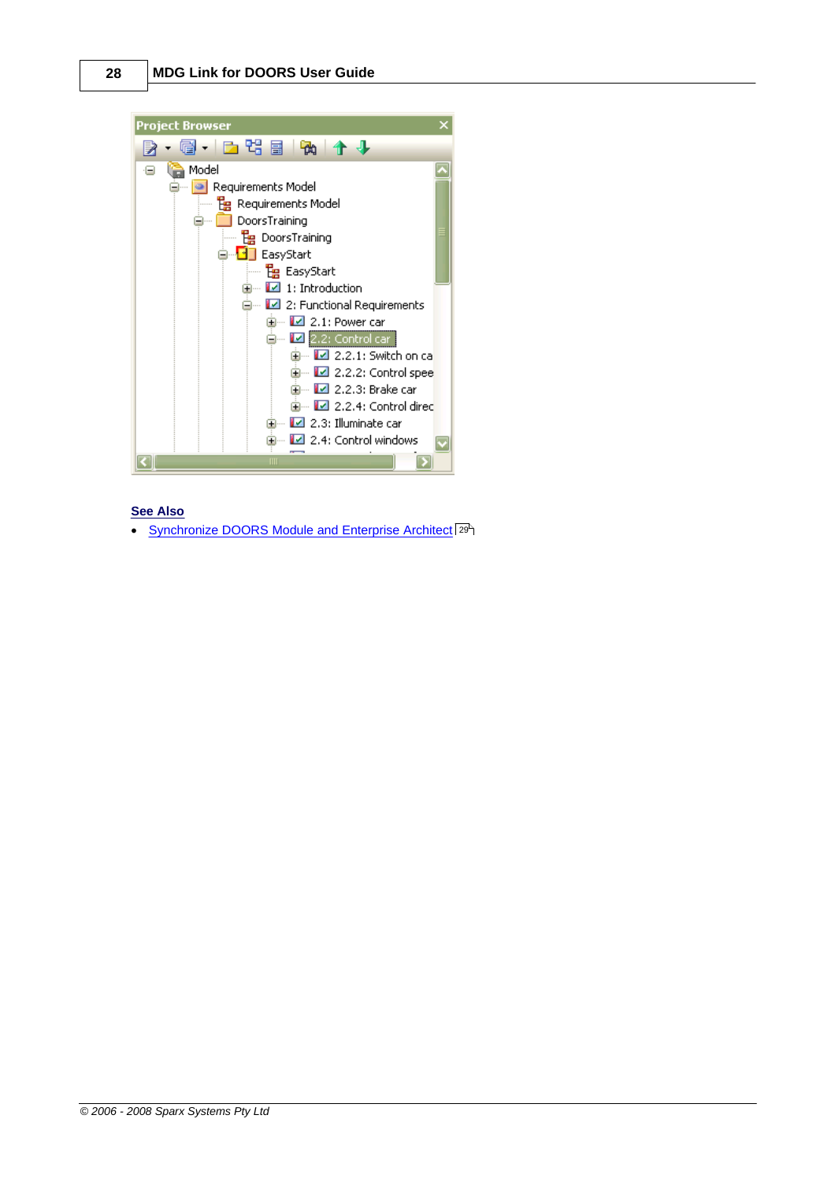Project Browser

- Model
  - Requirements Model
    - Requirements Model
    - DoorsTraining
      - DoorsTraining
      - EasyStart
        - EasyStart
        - 1: Introduction
        - 2: Functional Requirements
          - 2.1: Power car
          - 2.2: Control car
            - 2.2.1: Switch on ca
            - 2.2.2: Control spee
            - 2.2.3: Brake car
            - 2.2.4: Control direc
          - 2.3: Illuminate car
          - 2.4: Control windows

**See Also**

- Synchronize DOORS Module and Enterprise Architect [29]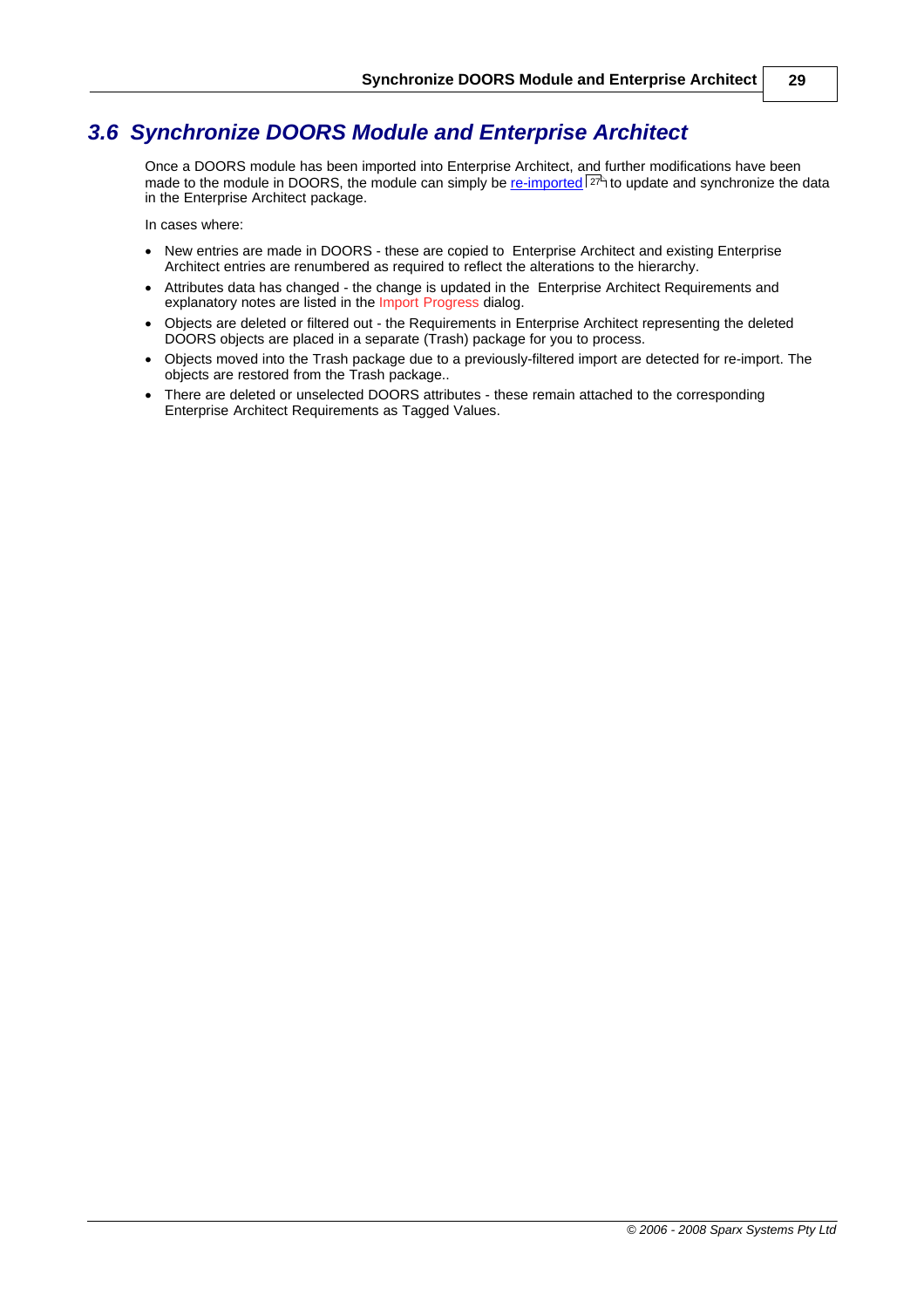## 3.6 Synchronize DOORS Module and Enterprise Architect

Once a DOORS module has been imported into Enterprise Architect, and further modifications have been made to the module in DOORS, the module can simply be re-imported [27] to update and synchronize the data in the Enterprise Architect package.

In cases where:

- New entries are made in DOORS - these are copied to Enterprise Architect and existing Enterprise Architect entries are renumbered as required to reflect the alterations to the hierarchy.
- Attributes data has changed - the change is updated in the Enterprise Architect Requirements and explanatory notes are listed in the Import Progress dialog.
- Objects are deleted or filtered out - the Requirements in Enterprise Architect representing the deleted DOORS objects are placed in a separate (Trash) package for you to process.
- Objects moved into the Trash package due to a previously-filtered import are detected for re-import. The objects are restored from the Trash package..
- There are deleted or unselected DOORS attributes - these remain attached to the corresponding Enterprise Architect Requirements as Tagged Values.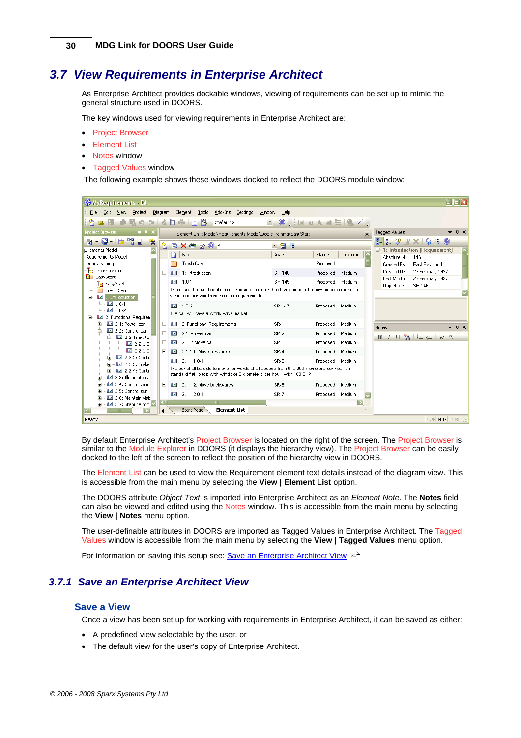## 3.7 View Requirements in Enterprise Architect

As Enterprise Architect provides dockable windows, viewing of requirements can be set up to mimic the general structure used in DOORS.

The key windows used for viewing requirements in Enterprise Architect are:

- Project Browser
- Element List
- Notes window
- Tagged Values window

The following example shows these windows docked to reflect the DOORS module window:

By default Enterprise Architect's Project Browser is located on the right of the screen. The Project Browser is similar to the Module Explorer in DOORS (it displays the hierarchy view). The Project Browser can be easily docked to the left of the screen to reflect the position of the hierarchy view in DOORS.

The Element List can be used to view the Requirement element text details instead of the diagram view. This is accessible from the main menu by selecting the **View | Element List** option.

The DOORS attribute *Object Text* is imported into Enterprise Architect as an *Element Note*. The **Notes** field can also be viewed and edited using the Notes window. This is accessible from the main menu by selecting the **View | Notes** menu option.

The user-definable attributes in DOORS are imported as Tagged Values in Enterprise Architect. The Tagged Values window is accessible from the main menu by selecting the **View | Tagged Values** menu option.

For information on saving this setup see: Save an Enterprise Architect View 30

### 3.7.1 Save an Enterprise Architect View

#### Save a View

Once a view has been set up for working with requirements in Enterprise Architect, it can be saved as either:

- A predefined view selectable by the user. or
- The default view for the user's copy of Enterprise Architect.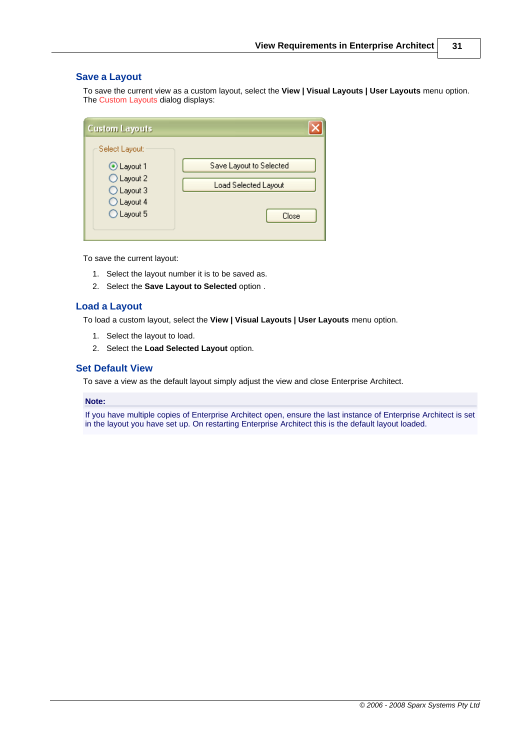## Save a Layout

To save the current view as a custom layout, select the **View | Visual Layouts | User Layouts** menu option. The Custom Layouts dialog displays:

To save the current layout:

1. Select the layout number it is to be saved as.
2. Select the **Save Layout to Selected** option .

## Load a Layout

To load a custom layout, select the **View | Visual Layouts | User Layouts** menu option.

1. Select the layout to load.
2. Select the **Load Selected Layout** option.

## Set Default View

To save a view as the default layout simply adjust the view and close Enterprise Architect.

**Note:**

If you have multiple copies of Enterprise Architect open, ensure the last instance of Enterprise Architect is set in the layout you have set up. On restarting Enterprise Architect this is the default layout loaded.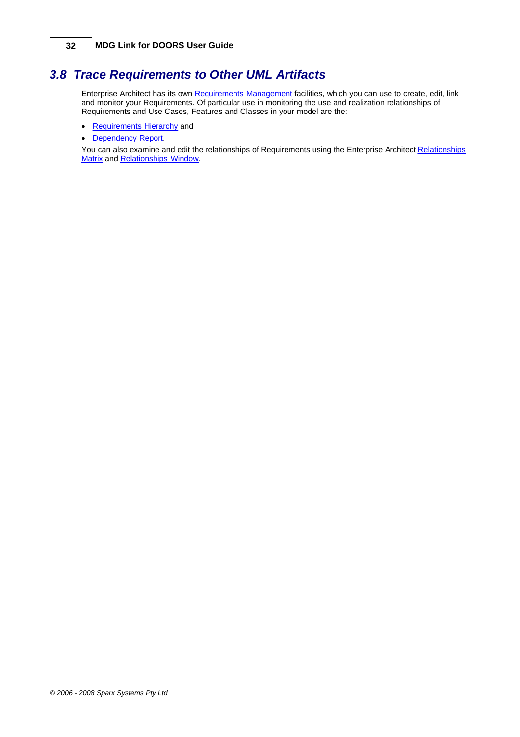## 3.8 Trace Requirements to Other UML Artifacts

Enterprise Architect has its own Requirements Management facilities, which you can use to create, edit, link and monitor your Requirements. Of particular use in monitoring the use and realization relationships of Requirements and Use Cases, Features and Classes in your model are the:

- Requirements Hierarchy and
- Dependency Report.

You can also examine and edit the relationships of Requirements using the Enterprise Architect Relationships Matrix and Relationships Window.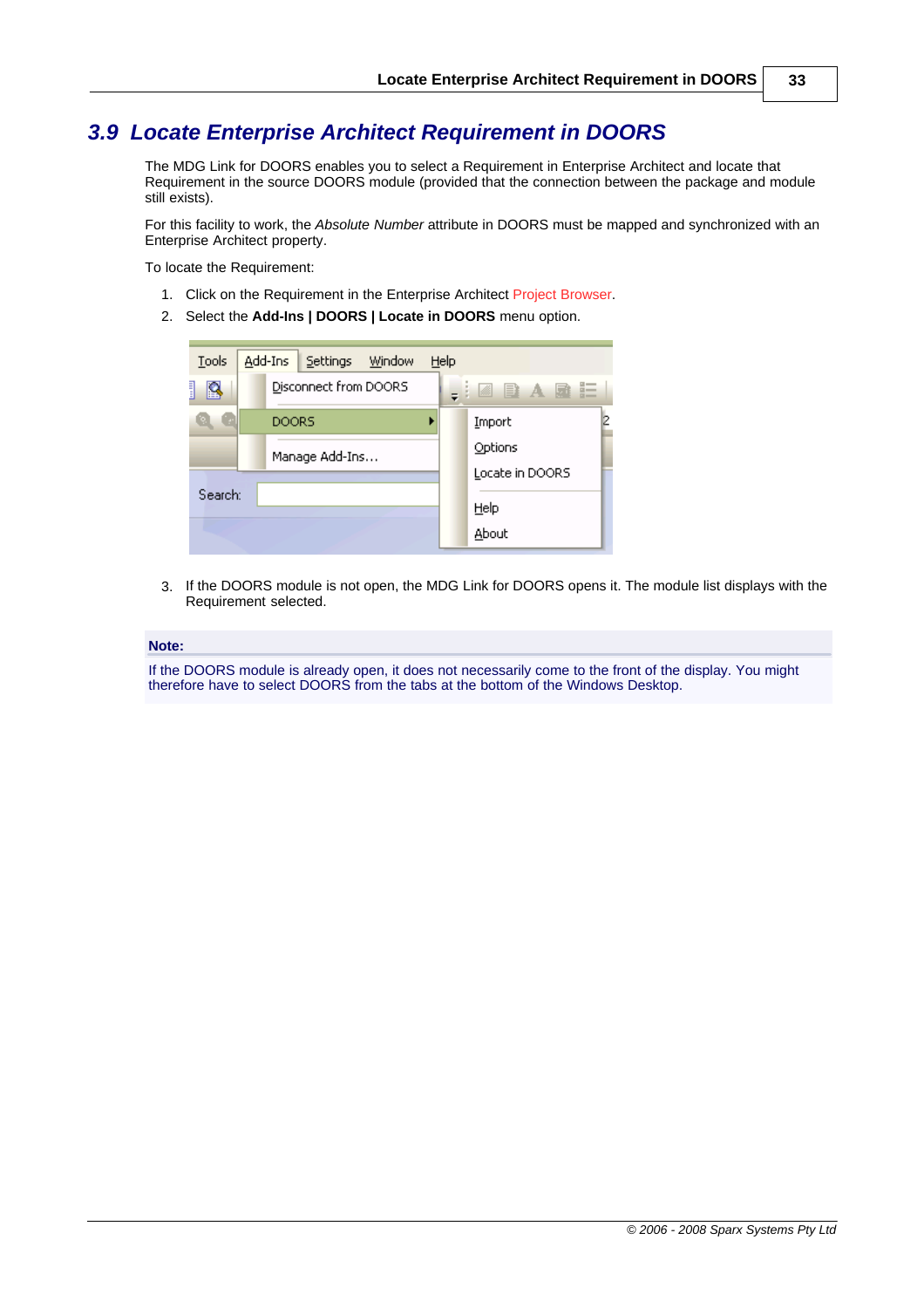## 3.9 Locate Enterprise Architect Requirement in DOORS

The MDG Link for DOORS enables you to select a Requirement in Enterprise Architect and locate that Requirement in the source DOORS module (provided that the connection between the package and module still exists).

For this facility to work, the *Absolute Number* attribute in DOORS must be mapped and synchronized with an Enterprise Architect property.

To locate the Requirement:

1. Click on the Requirement in the Enterprise Architect Project Browser.
2. Select the **Add-Ins | DOORS | Locate in DOORS** menu option.
3. If the DOORS module is not open, the MDG Link for DOORS opens it. The module list displays with the Requirement selected.

**Note:**

If the DOORS module is already open, it does not necessarily come to the front of the display. You might therefore have to select DOORS from the tabs at the bottom of the Windows Desktop.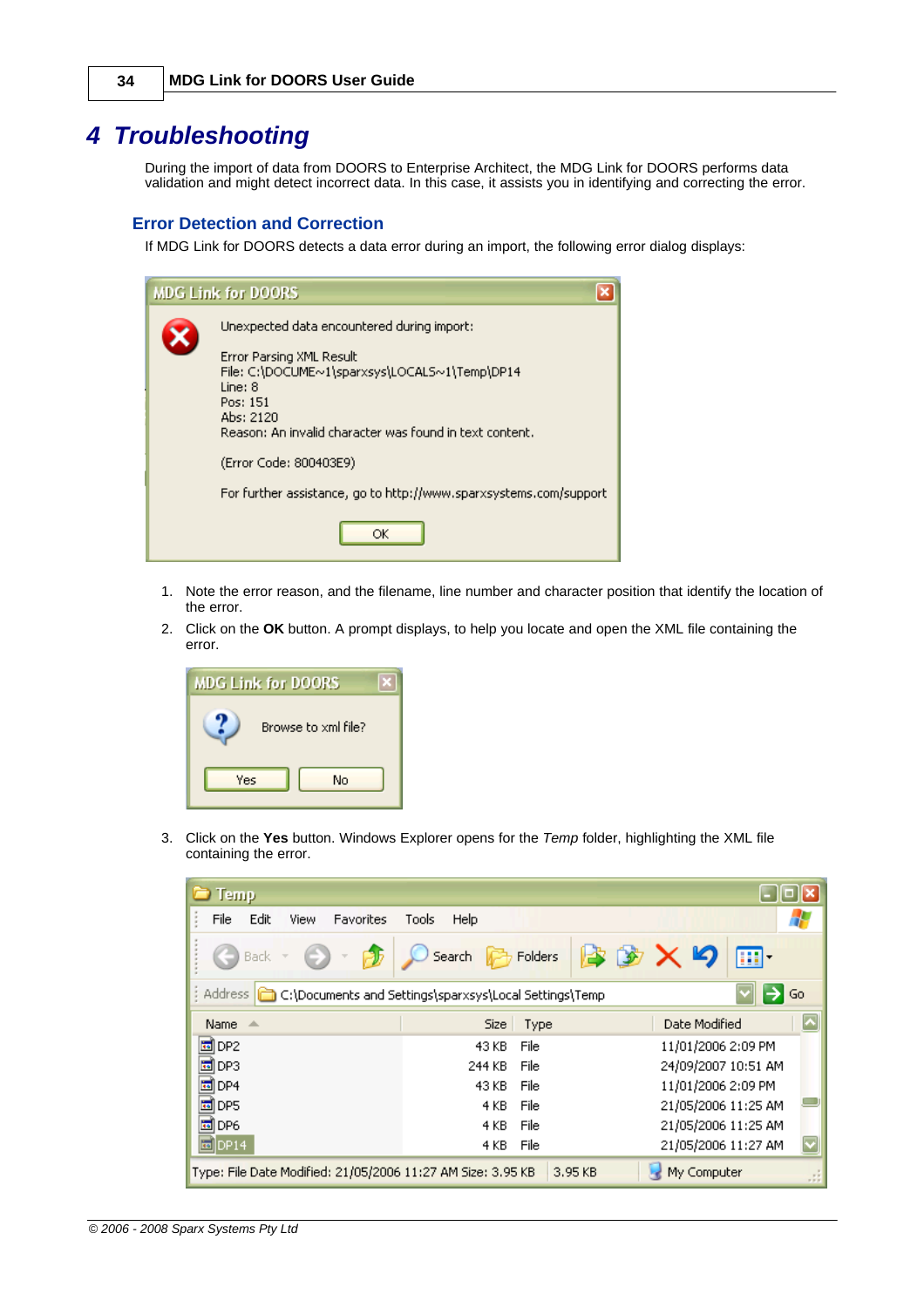# 4 Troubleshooting

During the import of data from DOORS to Enterprise Architect, the MDG Link for DOORS performs data validation and might detect incorrect data. In this case, it assists you in identifying and correcting the error.

## Error Detection and Correction

If MDG Link for DOORS detects a data error during an import, the following error dialog displays:

1. Note the error reason, and the filename, line number and character position that identify the location of the error.
2. Click on the **OK** button. A prompt displays, to help you locate and open the XML file containing the error.
3. Click on the **Yes** button. Windows Explorer opens for the *Temp* folder, highlighting the XML file containing the error.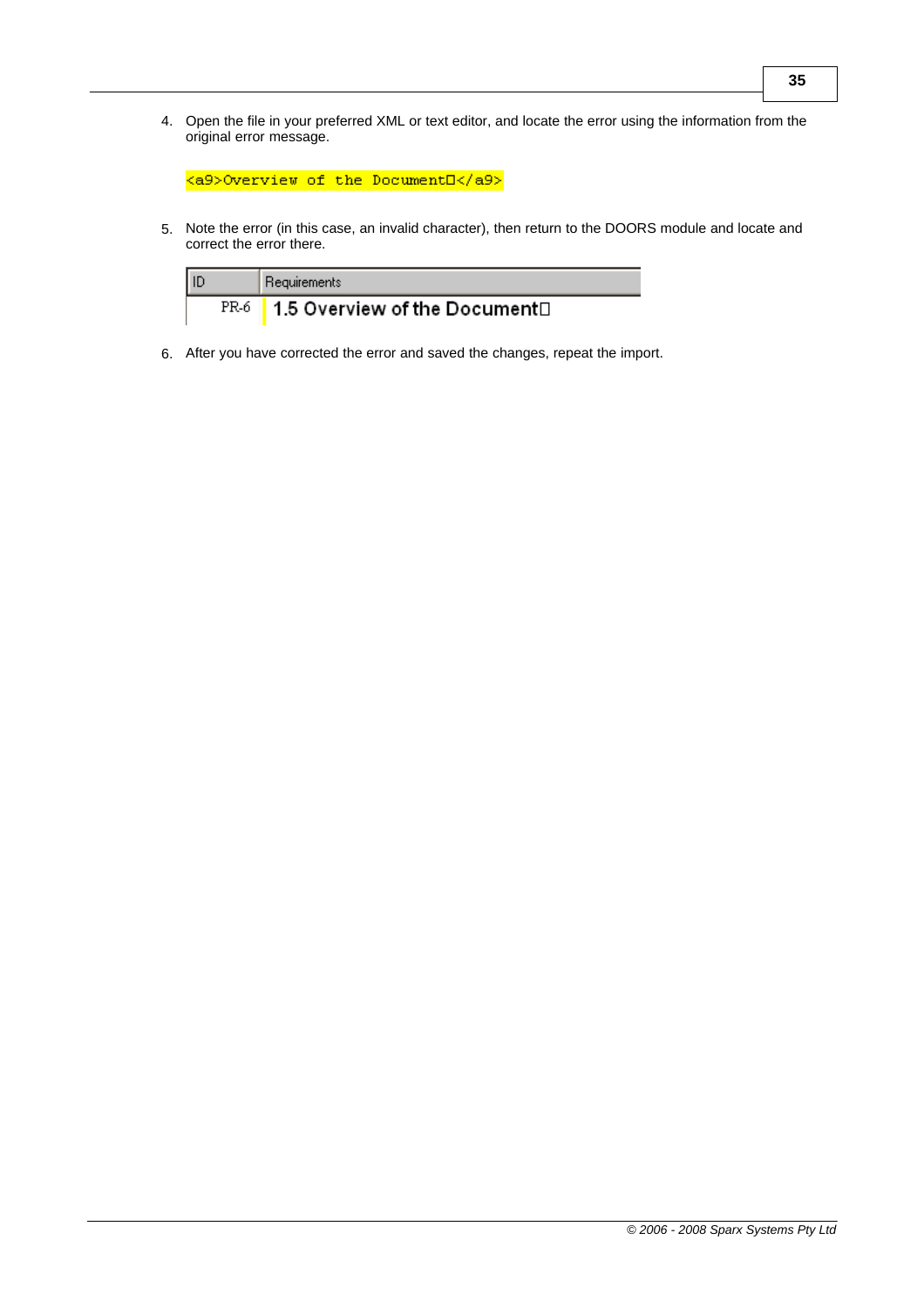4. Open the file in your preferred XML or text editor, and locate the error using the information from the original error message.

```
<a9>Overview of the Document□</a9>
```

5. Note the error (in this case, an invalid character), then return to the DOORS module and locate and correct the error there.

| ID | Requirements |
|---|---|
| PR-6 | 1.5 Overview of the Document□ |

6. After you have corrected the error and saved the changes, repeat the import.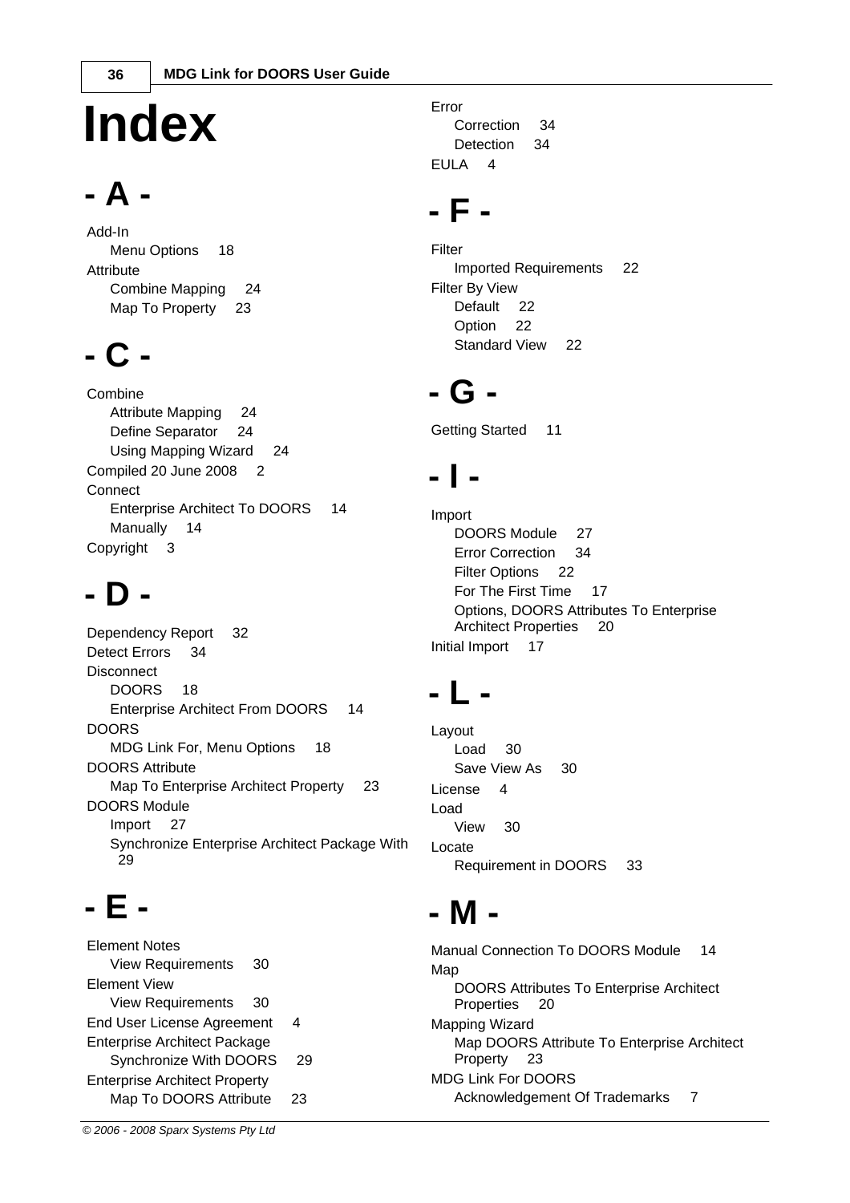# Index

## - A -

Add-In
- Menu Options 18

Attribute
- Combine Mapping 24
- Map To Property 23

## - C -

Combine
- Attribute Mapping 24
- Define Separator 24
- Using Mapping Wizard 24

Compiled 20 June 2008 2

Connect
- Enterprise Architect To DOORS 14
- Manually 14

Copyright 3

## - D -

Dependency Report 32

Detect Errors 34

Disconnect
- DOORS 18
- Enterprise Architect From DOORS 14

DOORS
- MDG Link For, Menu Options 18

DOORS Attribute
- Map To Enterprise Architect Property 23

DOORS Module
- Import 27
- Synchronize Enterprise Architect Package With 29

## - E -

Element Notes
- View Requirements 30

Element View
- View Requirements 30

End User License Agreement 4

Enterprise Architect Package
- Synchronize With DOORS 29

Enterprise Architect Property
- Map To DOORS Attribute 23

Error
- Correction 34
- Detection 34

EULA 4

## - F -

Filter
- Imported Requirements 22

Filter By View
- Default 22
- Option 22
- Standard View 22

## - G -

Getting Started 11

## - I -

Import
- DOORS Module 27
- Error Correction 34
- Filter Options 22
- For The First Time 17
- Options, DOORS Attributes To Enterprise Architect Properties 20

Initial Import 17

## - L -

Layout
- Load 30
- Save View As 30

License 4

Load
- View 30

Locate
- Requirement in DOORS 33

## - M -

Manual Connection To DOORS Module 14

Map
- DOORS Attributes To Enterprise Architect Properties 20

Mapping Wizard
- Map DOORS Attribute To Enterprise Architect Property 23

MDG Link For DOORS
- Acknowledgement Of Trademarks 7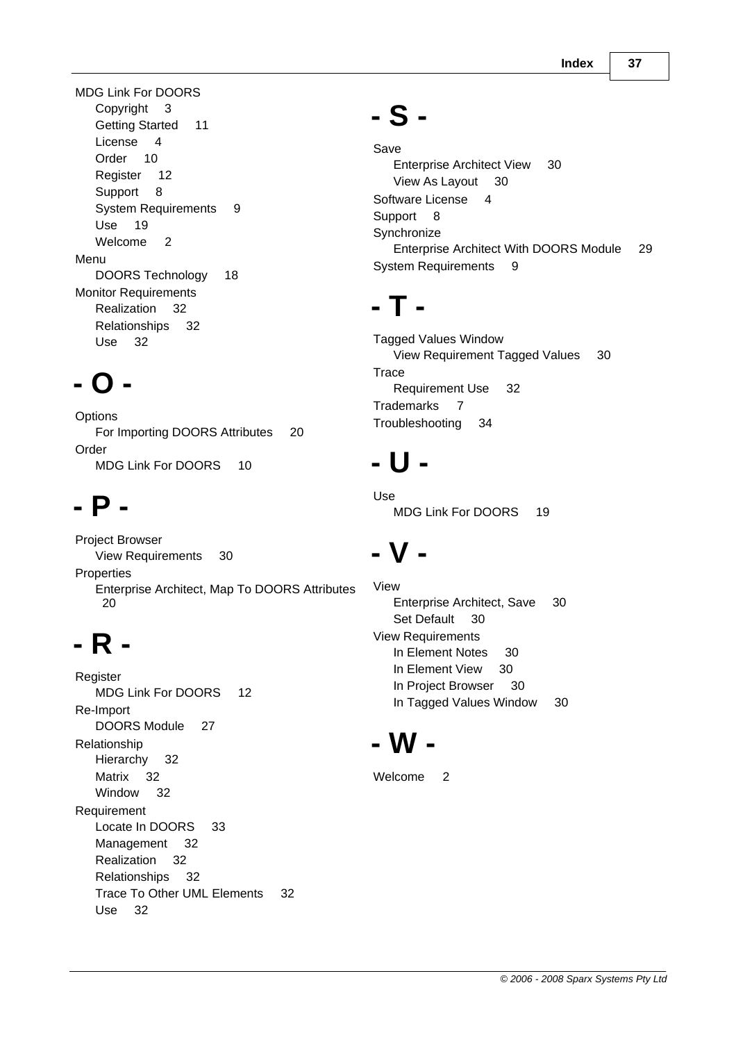MDG Link For DOORS
- Copyright 3
- Getting Started 11
- License 4
- Order 10
- Register 12
- Support 8
- System Requirements 9
- Use 19
- Welcome 2

Menu
- DOORS Technology 18

Monitor Requirements
- Realization 32
- Relationships 32
- Use 32

# - O -

Options
- For Importing DOORS Attributes 20

Order
- MDG Link For DOORS 10

# - P -

Project Browser
- View Requirements 30

Properties
- Enterprise Architect, Map To DOORS Attributes 20

# - R -

Register
- MDG Link For DOORS 12

Re-Import
- DOORS Module 27

Relationship
- Hierarchy 32
- Matrix 32
- Window 32

Requirement
- Locate In DOORS 33
- Management 32
- Realization 32
- Relationships 32
- Trace To Other UML Elements 32
- Use 32

# - S -

Save
- Enterprise Architect View 30
- View As Layout 30

Software License 4

Support 8

Synchronize
- Enterprise Architect With DOORS Module 29

System Requirements 9

# - T -

Tagged Values Window
- View Requirement Tagged Values 30

Trace
- Requirement Use 32

Trademarks 7

Troubleshooting 34

# - U -

Use
- MDG Link For DOORS 19

# - V -

View
- Enterprise Architect, Save 30
- Set Default 30

View Requirements
- In Element Notes 30
- In Element View 30
- In Project Browser 30
- In Tagged Values Window 30

# - W -

Welcome 2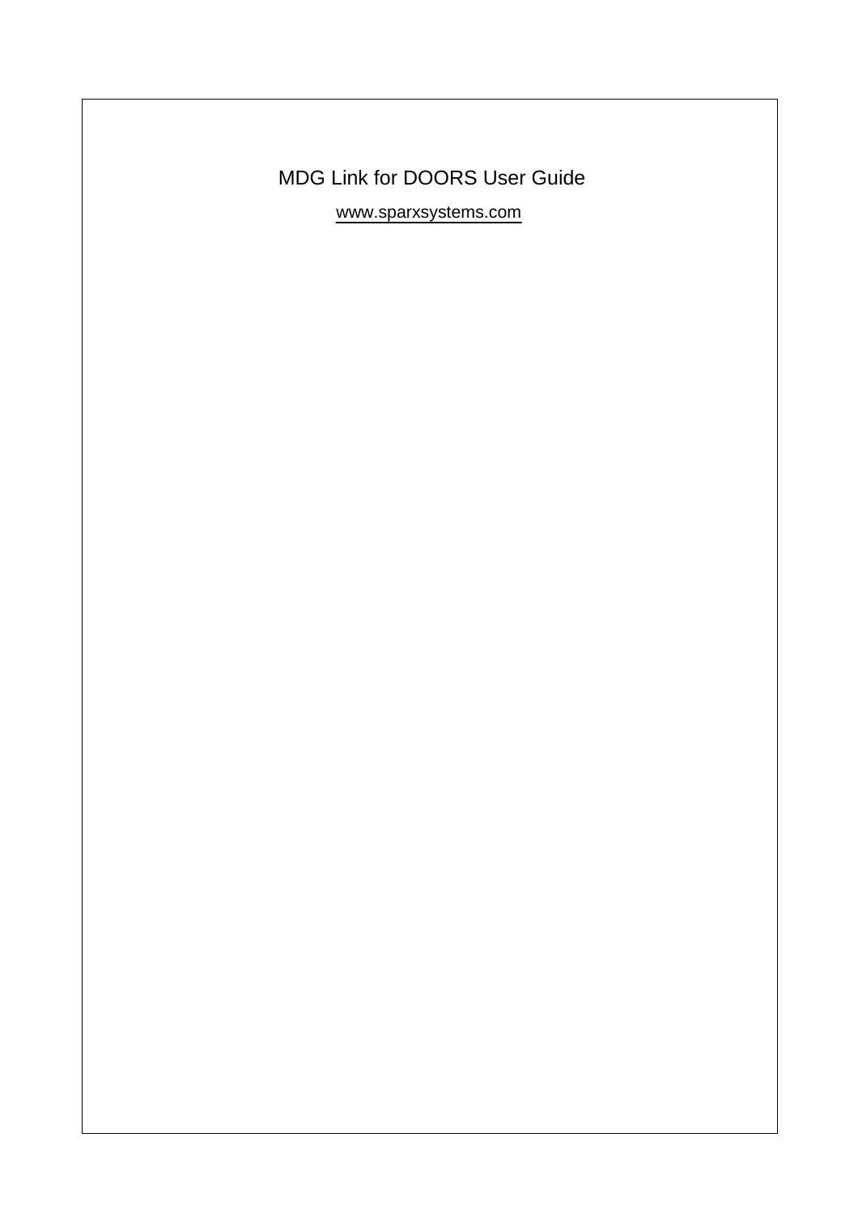MDG Link for DOORS User Guide

www.sparxsystems.com